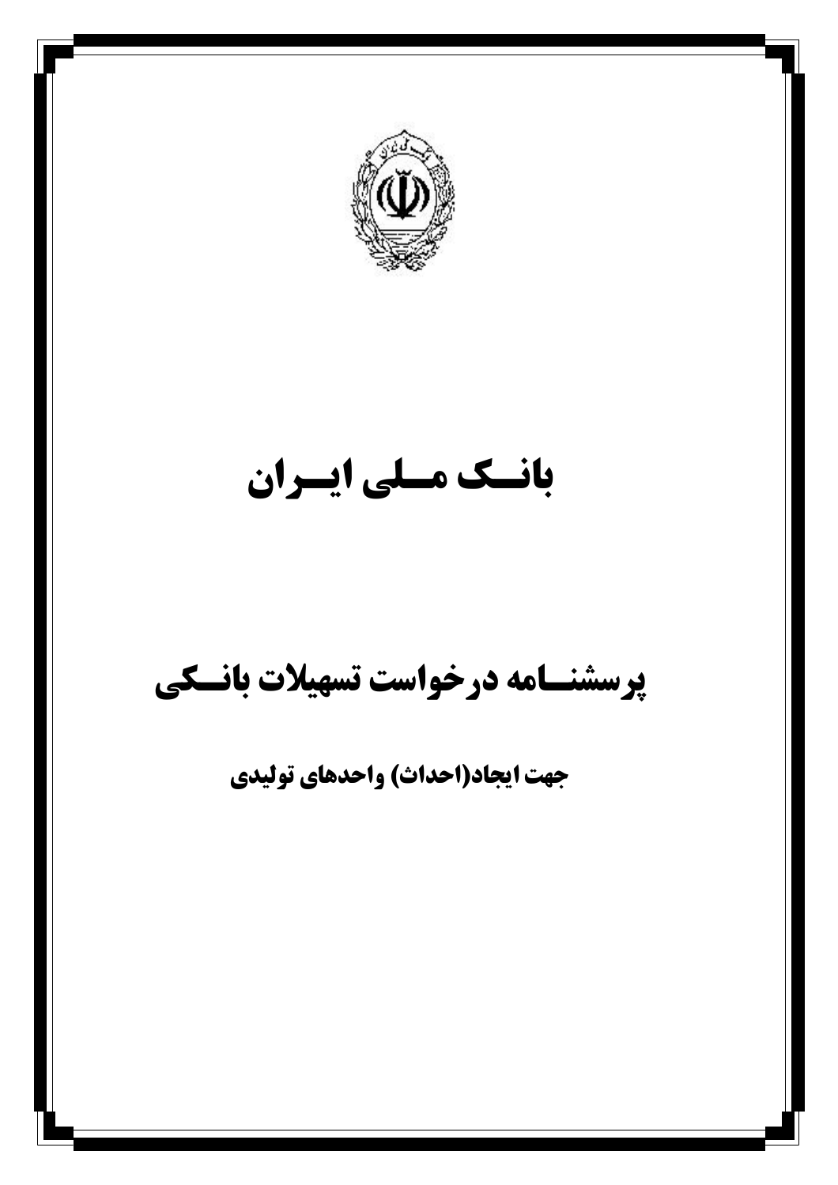# بانـــک مـــلی ایـــران

## پرسشنـــامه درخواست تسهیلات بانـــکی

### جهت ایجاد(احداث) واحدهای تولیدی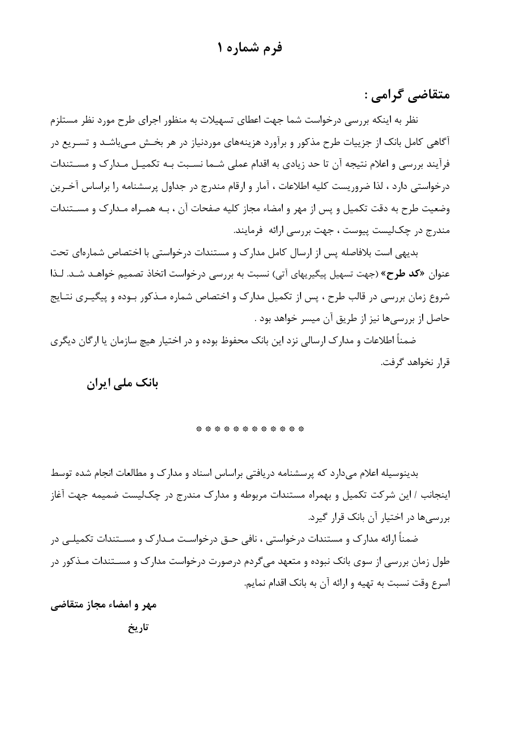# فرم شماره ۱

## متقاضی گرامی :

نظر به اینکه بررسی درخواست شما جهت اعطای تسهیلات به منظور اجرای طرح مورد نظر مستلزم آگاهی کامل بانک از جزییات طرح مذکور و برآورد هزینه‌های موردنیاز در هر بخش می‌باشد و تسریع در فرآیند بررسی و اعلام نتیجه آن تا حد زیادی به اقدام عملی شما نسبت به تکمیل مدارک و مستندات درخواستی دارد ، لذا ضروریست کلیه اطلاعات ، آمار و ارقام مندرج در جداول پرسشنامه را براساس آخرین وضعیت طرح به دقت تکمیل و پس از مهر و امضاء مجاز کلیه صفحات آن ، به همراه مدارک و مستندات مندرج در چک‌لیست پیوست ، جهت بررسی ارائه فرمایند.

بدیهی است بلافاصله پس از ارسال کامل مدارک و مستندات درخواستی با اختصاص شماره‌ای تحت عنوان «**کد طرح**» (جهت تسهیل پیگیریهای آتی) نسبت به بررسی درخواست اتخاذ تصمیم خواهد شد. لذا شروع زمان بررسی در قالب طرح ، پس از تکمیل مدارک و اختصاص شماره مذکور بوده و پیگیری نتایج حاصل از بررسی‌ها نیز از طریق آن میسر خواهد بود .

ضمناً اطلاعات و مدارک ارسالی نزد این بانک محفوظ بوده و در اختیار هیچ سازمان یا ارگان دیگری قرار نخواهد گرفت.

**بانک ملی ایران**

* * * * * * * * * * *

بدینوسیله اعلام می‌دارد که پرسشنامه دریافتی براساس اسناد و مدارک و مطالعات انجام شده توسط اینجانب / این شرکت تکمیل و بهمراه مستندات مربوطه و مدارک مندرج در چک‌لیست ضمیمه جهت آغاز بررسی‌ها در اختیار آن بانک قرار گیرد.

ضمناً ارائه مدارک و مستندات درخواستی ، نافی حق درخواست مدارک و مستندات تکمیلی در طول زمان بررسی از سوی بانک نبوده و متعهد می‌گردم درصورت درخواست مدارک و مستندات مذکور در اسرع وقت نسبت به تهیه و ارائه آن به بانک اقدام نمایم.

**مهر و امضاء مجاز متقاضی**

**تاریخ**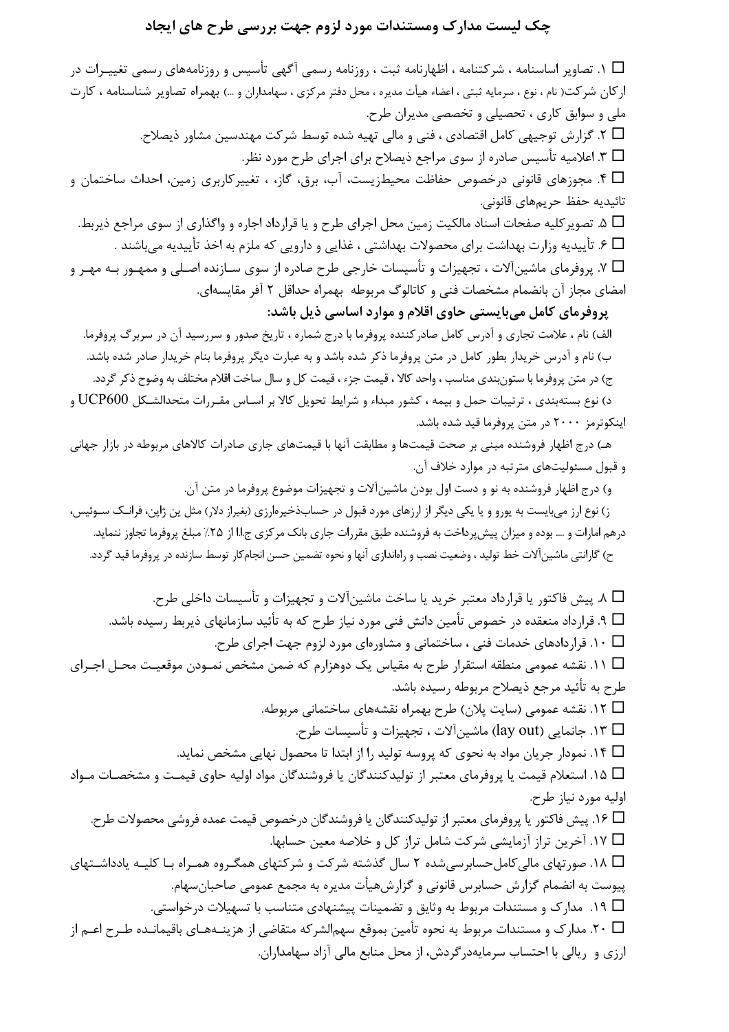# چک لیست مدارک ومستندات مورد لزوم جهت بررسی طرح های ایجاد

☐ ۱. تصاویر اساسنامه ، شرکتنامه ، اظهارنامه ثبت ، روزنامه رسمی آگهی تأسیس و روزنامه‌های رسمی تغییرات در ارکان شرکت( نام ، نوع ، سرمایه ثبتی ، اعضاء هیأت مدیره ، محل دفتر مرکزی ، سهامداران و ...) بهمراه تصاویر شناسنامه ، کارت ملی و سوابق کاری ، تحصیلی و تخصصی مدیران طرح.

☐ ۲. گزارش توجیهی کامل اقتصادی ، فنی و مالی تهیه شده توسط شرکت مهندسین مشاور ذیصلاح.

☐ ۳. اعلامیه تأسیس صادره از سوی مراجع ذیصلاح برای اجرای طرح مورد نظر.

☐ ۴. مجوزهای قانونی درخصوص حفاظت محیط‌زیست، آب، برق، گاز، ، تغییرکاربری زمین، احداث ساختمان و تائیدیه حفظ حریم‌های قانونی.

☐ ۵. تصویرکلیه صفحات اسناد مالکیت زمین محل اجرای طرح و یا قرارداد اجاره و واگذاری از سوی مراجع ذیربط.

☐ ۶. تأییدیه وزارت بهداشت برای محصولات بهداشتی ، غذایی و دارویی که ملزم به اخذ تأییدیه می‌باشند .

☐ ۷. پروفرمای ماشین‌آلات ، تجهیزات و تأسیسات خارجی طرح صادره از سوی سازنده اصلی و ممهور به مهر و امضای مجاز آن بانضمام مشخصات فنی و کاتالوگ مربوطه بهمراه حداقل ۲ آفر مقایسه‌ای.

**پروفرمای کامل می‌بایستی حاوی اقلام و موارد اساسی ذیل باشد:**

الف) نام ، علامت تجاری و آدرس کامل صادرکننده پروفرما با درج شماره ، تاریخ صدور و سررسید آن در سربرگ پروفرما.

ب) نام و آدرس خریدار بطور کامل در متن پروفرما ذکر شده باشد و به عبارت دیگر پروفرما بنام خریدار صادر شده باشد.

ج) در متن پروفرما با ستون‌بندی مناسب ، واحد کالا ، قیمت جزء ، قیمت کل و سال ساخت اقلام مختلف به وضوح ذکر گردد.

د) نوع بسته‌بندی ، ترتیبات حمل و بیمه ، کشور مبداء و شرایط تحویل کالا بر اساس مقررات متحدالشکل UCP600 و اینکوترمز ۲۰۰۰ در متن پروفرما قید شده باشد.

هـ) درج اظهار فروشنده مبنی بر صحت قیمت‌ها و مطابقت آنها با قیمت‌های جاری صادرات کالاهای مربوطه در بازار جهانی و قبول مسئولیت‌های مترتبه در موارد خلاف آن.

و) درج اظهار فروشنده به نو و دست اول بودن ماشین‌آلات و تجهیزات موضوع پروفرما در متن آن.

ز) نوع ارز می‌بایست به یورو و یا یکی دیگر از ارزهای مورد قبول در حساب‌ذخیره‌ارزی (بغیراز دلار) مثل ین ژاپن، فرانک سوئیس، درهم امارات و ... بوده و میزان پیش‌پرداخت به فروشنده طبق مقررات جاری بانک مرکزی ج.ا.ا از ۲۵٪ مبلغ پروفرما تجاوز ننماید.

ح) گارانتی ماشین‌آلات خط تولید ، وضعیت نصب و راه‌اندازی آنها و نحوه تضمین حسن انجام‌کار توسط سازنده در پروفرما قید گردد.

☐ ۸. پیش فاکتور یا قرارداد معتبر خرید یا ساخت ماشین‌آلات و تجهیزات و تأسیسات داخلی طرح.

☐ ۹. قرارداد منعقده در خصوص تأمین دانش فنی مورد نیاز طرح که به تأئید سازمانهای ذیربط رسیده باشد.

☐ ۱۰. قراردادهای خدمات فنی ، ساختمانی و مشاوره‌ای مورد لزوم جهت اجرای طرح.

☐ ۱۱. نقشه عمومی منطقه استقرار طرح به مقیاس یک دوهزارم که ضمن مشخص نمودن موقعیت محل اجرای طرح به تأئید مرجع ذیصلاح مربوطه رسیده باشد.

☐ ۱۲. نقشه عمومی (سایت پلان) طرح بهمراه نقشه‌های ساختمانی مربوطه.

☐ ۱۳. جانمایی (lay out) ماشین‌آلات ، تجهیزات و تأسیسات طرح.

☐ ۱۴. نمودار جریان مواد به نحوی که پروسه تولید را از ابتدا تا محصول نهایی مشخص نماید.

☐ ۱۵. استعلام قیمت یا پروفرمای معتبر از تولیدکنندگان یا فروشندگان مواد اولیه حاوی قیمت و مشخصات مواد اولیه مورد نیاز طرح.

☐ ۱۶. پیش فاکتور یا پروفرمای معتبر از تولیدکنندگان یا فروشندگان درخصوص قیمت عمده فروشی محصولات طرح.

☐ ۱۷. آخرین تراز آزمایشی شرکت شامل تراز کل و خلاصه معین حسابها.

☐ ۱۸. صورتهای مالی‌کامل‌حسابرسی‌شده ۲ سال گذشته شرکت و شرکتهای همگروه همراه با کلیه یادداشتهای پیوست به انضمام گزارش حسابرس قانونی و گزارش‌هیأت مدیره به مجمع عمومی صاحبان‌سهام.

☐ ۱۹. مدارک و مستندات مربوط به وثایق و تضمینات پیشنهادی متناسب با تسهیلات درخواستی.

☐ ۲۰. مدارک و مستندات مربوط به نحوه تأمین بموقع سهم‌الشرکه متقاضی از هزینه‌های باقیمانده طرح اعم از ارزی و ریالی با احتساب سرمایه‌درگردش، از محل منابع مالی آزاد سهامداران.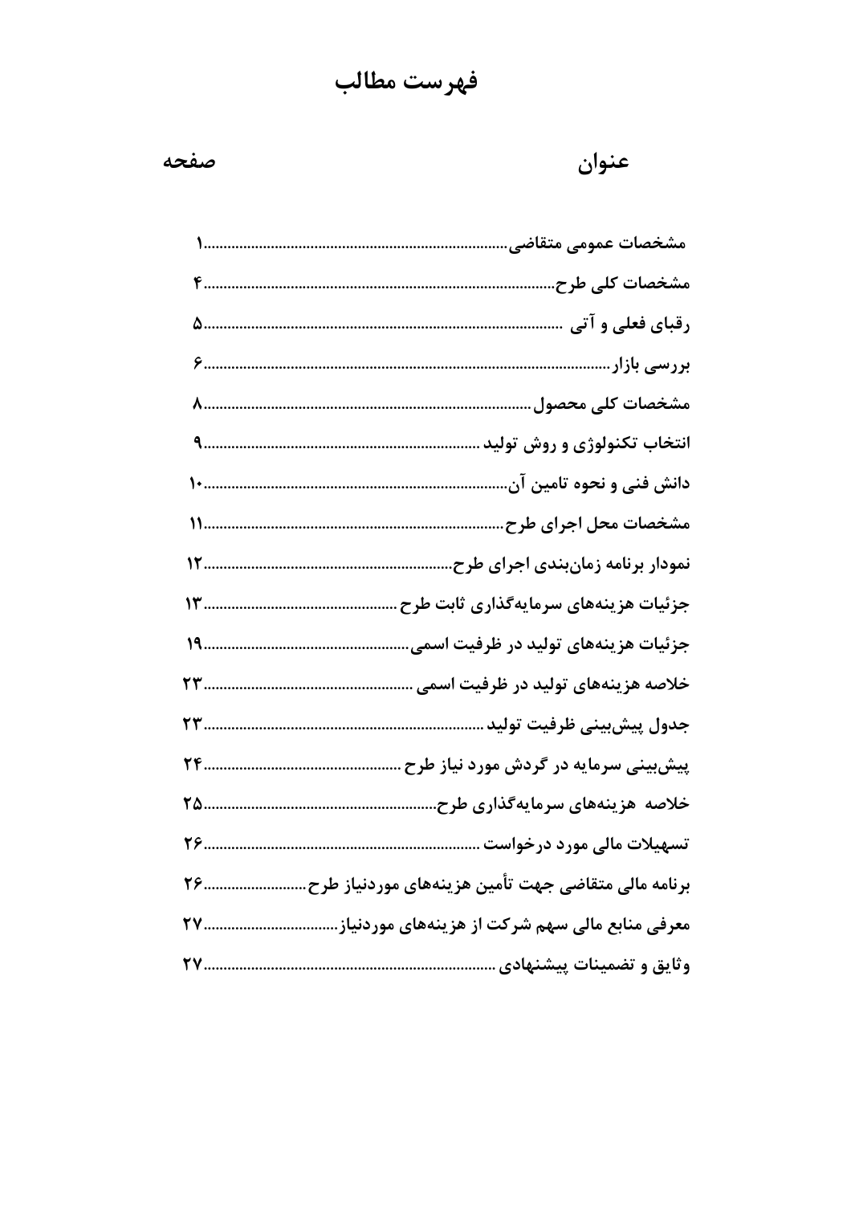# فهرست مطالب

| عنوان | صفحه |
| --- | --- |
| مشخصات عمومی متقاضی | ۱ |
| مشخصات کلی طرح | ۴ |
| رقبای فعلی و آتی | ۵ |
| بررسی بازار | ۶ |
| مشخصات کلی محصول | ۸ |
| انتخاب تکنولوژی و روش تولید | ۹ |
| دانش فنی و نحوه تامین آن | ۱۰ |
| مشخصات محل اجرای طرح | ۱۱ |
| نمودار برنامه زمان‌بندی اجرای طرح | ۱۲ |
| جزئیات هزینه‌های سرمایه‌گذاری ثابت طرح | ۱۳ |
| جزئیات هزینه‌های تولید در ظرفیت اسمی | ۱۹ |
| خلاصه هزینه‌های تولید در ظرفیت اسمی | ۲۳ |
| جدول پیش‌بینی ظرفیت تولید | ۲۳ |
| پیش‌بینی سرمایه در گردش مورد نیاز طرح | ۲۴ |
| خلاصه هزینه‌های سرمایه‌گذاری طرح | ۲۵ |
| تسهیلات مالی مورد درخواست | ۲۶ |
| برنامه مالی متقاضی جهت تأمین هزینه‌های موردنیاز طرح | ۲۶ |
| معرفی منابع مالی سهم شرکت از هزینه‌های موردنیاز | ۲۷ |
| وثایق و تضمینات پیشنهادی | ۲۷ |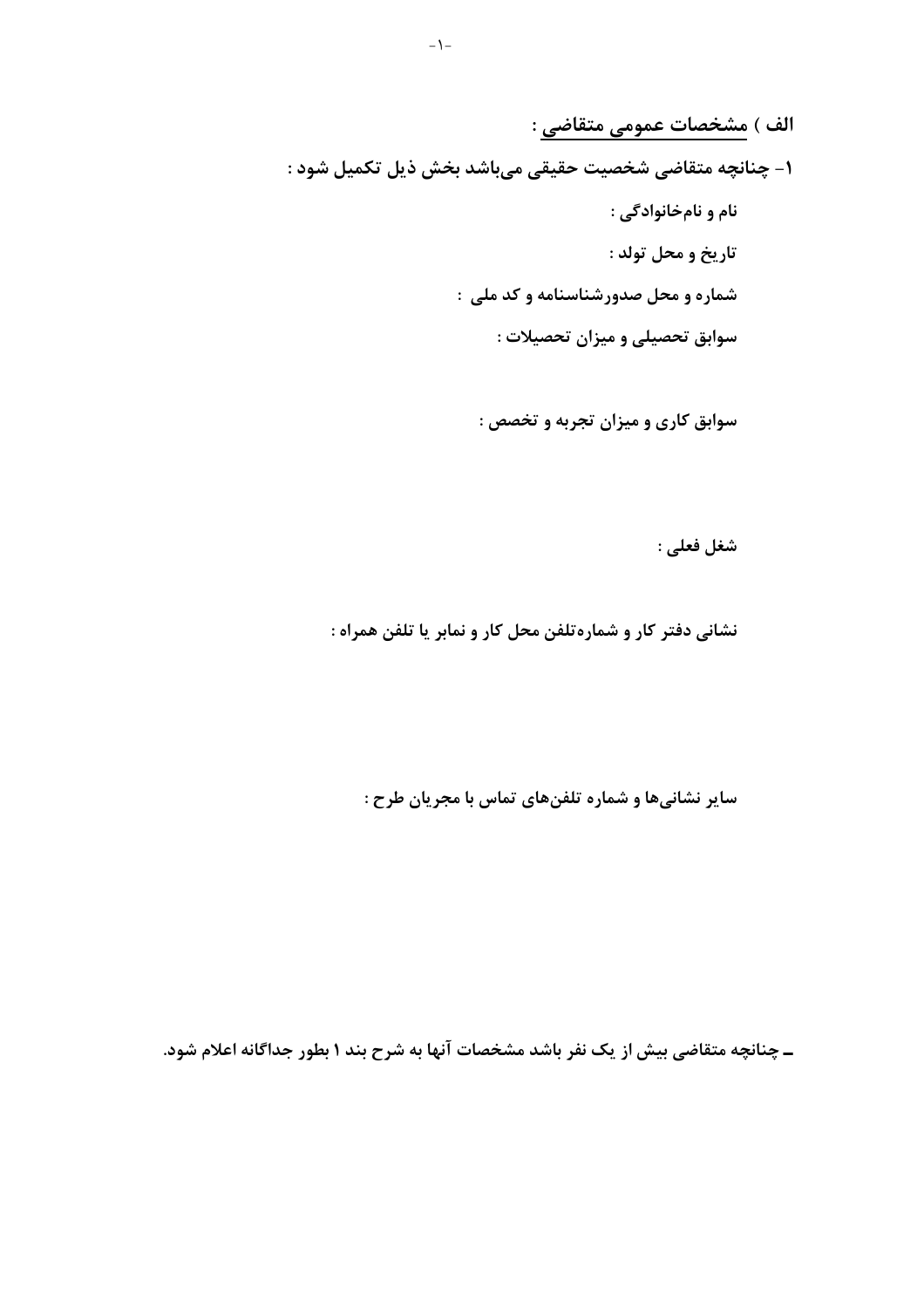**الف ) مشخصات عمومی متقاضی :**

**۱- چنانچه متقاضی شخصیت حقیقی می‌باشد بخش ذیل تکمیل شود :**

**نام و نام‌خانوادگی :**

**تاریخ و محل تولد :**

**شماره و محل صدورشناسنامه و کد ملی :**

**سوابق تحصیلی و میزان تحصیلات :**

**سوابق کاری و میزان تجربه و تخصص :**

**شغل فعلی :**

**نشانی دفتر کار و شماره‌تلفن محل کار و نمابر یا تلفن همراه :**

**سایر نشانی‌ها و شماره تلفن‌های تماس با مجریان طرح :**

**ـ چنانچه متقاضی بیش از یک نفر باشد مشخصات آنها به شرح بند ۱ بطور جداگانه اعلام شود.**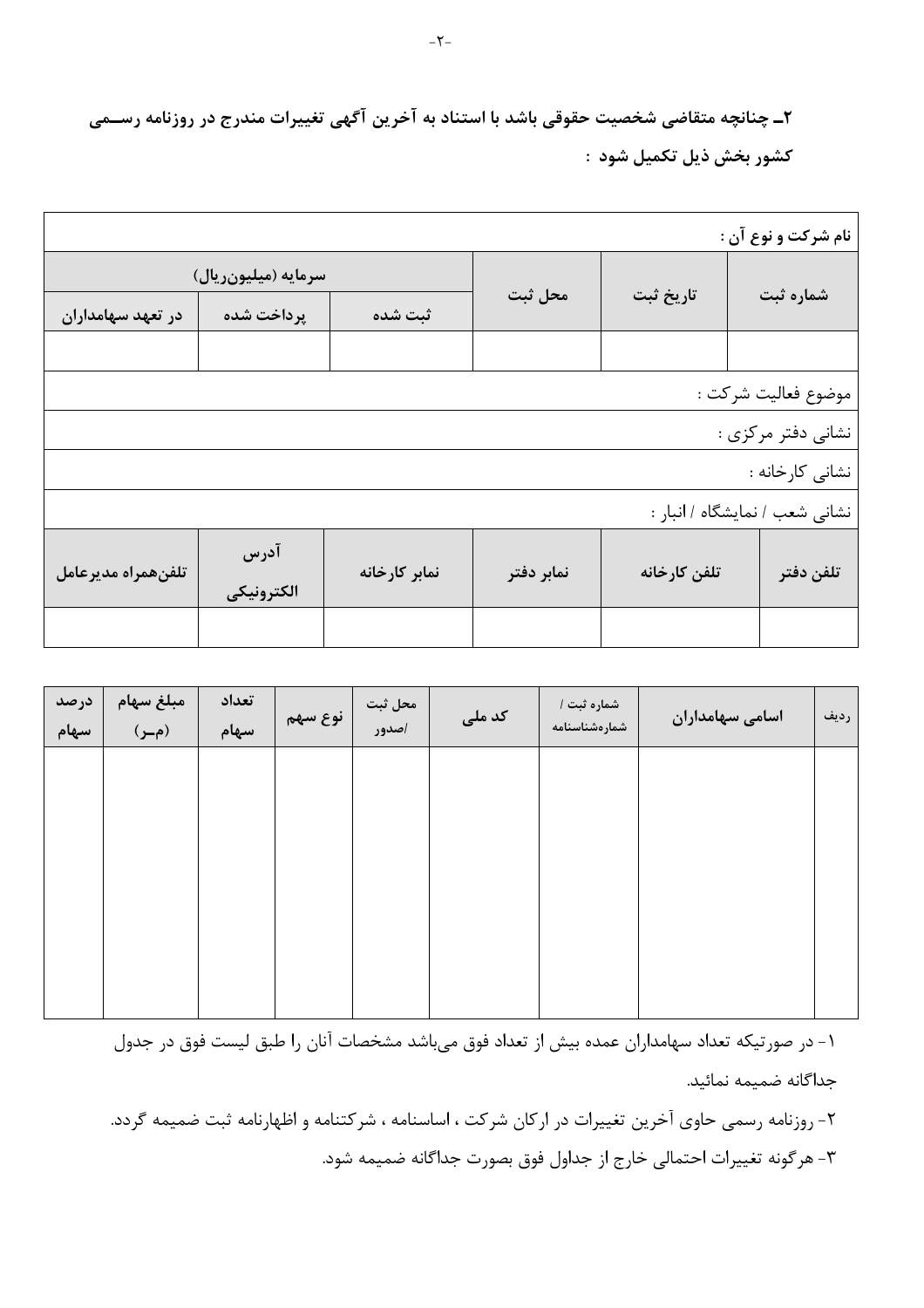**۲ـ چنانچه متقاضی شخصیت حقوقی باشد با استناد به آخرین آگهی تغییرات مندرج در روزنامه رسمی کشور بخش ذیل تکمیل شود :**

| شماره ثبت | تاریخ ثبت | محل ثبت | سرمایه (میلیون‌ریال) | | |
|---|---|---|---|---|---|
| | | | ثبت شده | پرداخت شده | در تعهد سهامداران |
| | | | | | |

**نام شرکت و نوع آن :**

موضوع فعالیت شرکت :

نشانی دفتر مرکزی :

نشانی کارخانه :

نشانی شعب / نمایشگاه / انبار :

| تلفن دفتر | تلفن کارخانه | نمابر دفتر | نمابر کارخانه | آدرس الکترونیکی | تلفن‌همراه مدیرعامل |
|---|---|---|---|---|---|
| | | | | | |

| ردیف | اسامی سهامداران | شماره ثبت / شماره‌شناسنامه | کد ملی | محل ثبت /صدور | نوع سهم | تعداد سهام | مبلغ سهام (م‌ـر) | درصد سهام |
|---|---|---|---|---|---|---|---|---|
| | | | | | | | | |

۱- در صورتیکه تعداد سهامداران عمده بیش از تعداد فوق می‌باشد مشخصات آنان را طبق لیست فوق در جدول جداگانه ضمیمه نمائید.

۲- روزنامه رسمی حاوی آخرین تغییرات در ارکان شرکت ، اساسنامه ، شرکتنامه و اظهارنامه ثبت ضمیمه گردد.

۳- هرگونه تغییرات احتمالی خارج از جداول فوق بصورت جداگانه ضمیمه شود.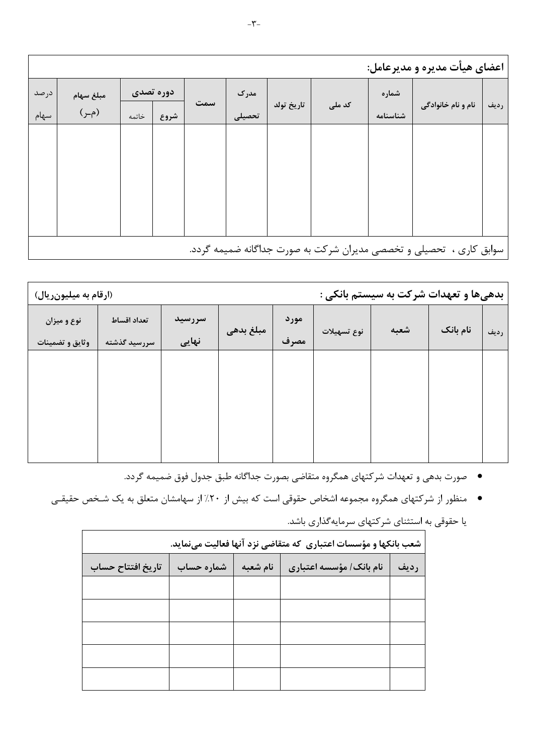**اعضای هیأت مدیره و مدیرعامل:**

| ردیف | نام و نام خانوادگی | شماره شناسنامه | کد ملی | تاریخ تولد | مدرک تحصیلی | سمت | دوره تصدی | | مبلغ سهام (م-ر) | درصد سهام |
|---|---|---|---|---|---|---|---|---|---|---|
| | | | | | | | شروع | خاتمه | | |
| | | | | | | | | | | |

سوابق کاری ، تحصیلی و تخصصی مدیران شرکت به صورت جداگانه ضمیمه گردد.

**بدهی‌ها و تعهدات شرکت به سیستم بانکی :** (ارقام به میلیون‌ریال)

| ردیف | نام بانک | شعبه | نوع تسهیلات | مورد مصرف | مبلغ بدهی | سررسید نهایی | تعداد اقساط سررسید گذشته | نوع و میزان وثایق و تضمینات |
|---|---|---|---|---|---|---|---|---|
| | | | | | | | | |

- صورت بدهی و تعهدات شرکتهای همگروه متقاضی بصورت جداگانه طبق جدول فوق ضمیمه گردد.
- منظور از شرکتهای همگروه مجموعه اشخاص حقوقی است که بیش از ۲۰٪ از سهامشان متعلق به یک شخص حقیقی یا حقوقی به استثنای شرکتهای سرمایه‌گذاری باشد.

**شعب بانکها و مؤسسات اعتباری که متقاضی نزد آنها فعالیت می‌نماید.**

| ردیف | نام بانک/ مؤسسه اعتباری | نام شعبه | شماره حساب | تاریخ افتتاح حساب |
|---|---|---|---|---|
| | | | | |
| | | | | |
| | | | | |
| | | | | |
| | | | | |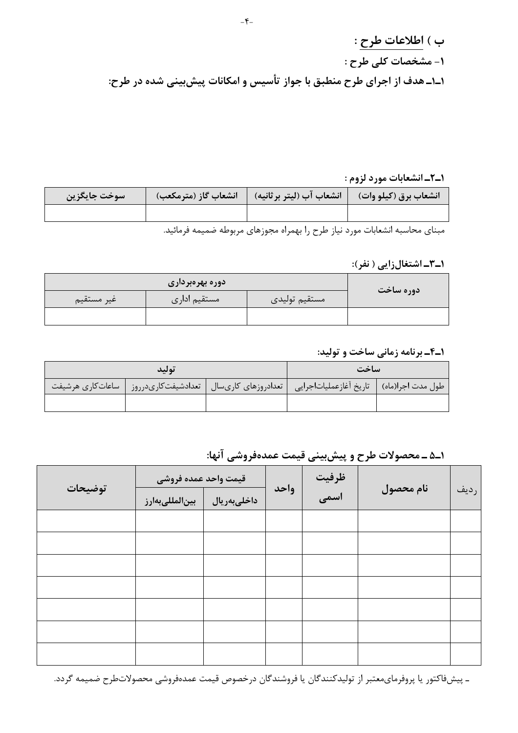## ب ) اطلاعات طرح :

### ۱- مشخصات کلی طرح :

### ۱ـ۱ـ هدف از اجرای طرح منطبق با جواز تأسیس و امکانات پیش‌بینی شده در طرح:

### ۱ـ۲ـ انشعابات مورد لزوم :

| انشعاب برق (کیلو وات) | انشعاب آب (لیتر برثانیه) | انشعاب گاز (مترمکعب) | سوخت جایگزین |
|---|---|---|---|
| | | | |

مبنای محاسبه انشعابات مورد نیاز طرح را بهمراه مجوزهای مربوطه ضمیمه فرمائید.

### ۱ـ۳ـ اشتغال‌زایی ( نفر):

| دوره ساخت | دوره بهره‌برداری | | |
|---|---|---|---|
| | مستقیم تولیدی | مستقیم اداری | غیر مستقیم |
| | | | |

### ۱ـ۴ـ برنامه زمانی ساخت و تولید:

| ساخت | | تولید | | |
|---|---|---|---|---|
| طول مدت اجرا(ماه) | تاریخ آغازعملیات‌اجرایی | تعدادروزهای کاری‌سال | تعدادشیفت‌کاری‌درروز | ساعات‌کاری هرشیفت |
| | | | | |

### ۱ـ۵ ـ محصولات طرح و پیش‌بینی قیمت عمده‌فروشی آنها:

| ردیف | نام محصول | ظرفیت اسمی | واحد | قیمت واحد عمده فروشی | | توضیحات |
|---|---|---|---|---|---|---|
| | | | | داخلی‌به‌ریال | بین‌المللی‌به‌ارز | |
| | | | | | | |
| | | | | | | |
| | | | | | | |
| | | | | | | |
| | | | | | | |
| | | | | | | |
| | | | | | | |

ـ پیش‌فاکتور یا پروفرمای‌معتبر از تولیدکنندگان یا فروشندگان درخصوص قیمت عمده‌فروشی محصولات‌طرح ضمیمه گردد.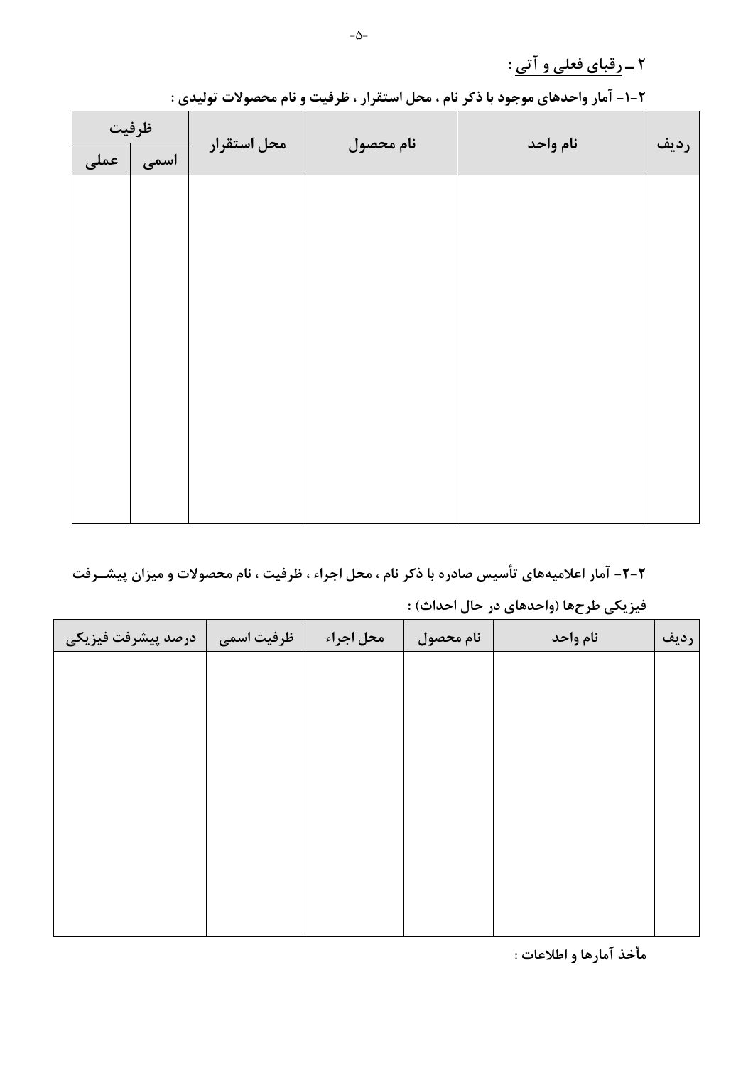## ۲ ـ رقبای فعلی و آتی :

**۲-۱- آمار واحدهای موجود با ذکر نام ، محل استقرار ، ظرفیت و نام محصولات تولیدی :**

| ردیف | نام واحد | نام محصول | محل استقرار | ظرفیت | |
|---|---|---|---|---|---|
| | | | | اسمی | عملی |
| | | | | | |

**۲-۲- آمار اعلامیه‌های تأسیس صادره با ذکر نام ، محل اجراء ، ظرفیت ، نام محصولات و میزان پیشرفت فیزیکی طرح‌ها (واحدهای در حال احداث) :**

| ردیف | نام واحد | نام محصول | محل اجراء | ظرفیت اسمی | درصد پیشرفت فیزیکی |
|---|---|---|---|---|---|
| | | | | | |

**مأخذ آمارها و اطلاعات :**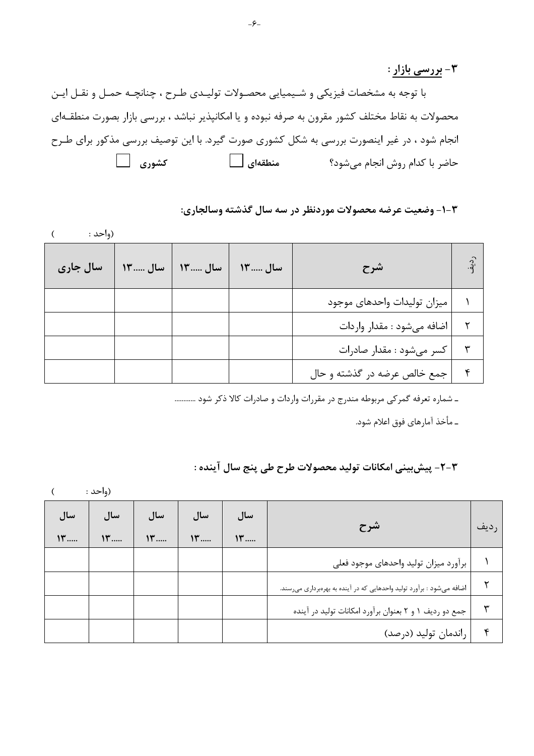## ۳- بررسی بازار :

با توجه به مشخصات فیزیکی و شیمیایی محصولات تولیدی طرح ، چنانچه حمل و نقل این محصولات به نقاط مختلف کشور مقرون به صرفه نبوده و یا امکانپذیر نباشد ، بررسی بازار بصورت منطقه‌ای انجام شود ، در غیر اینصورت بررسی به شکل کشوری صورت گیرد. با این توصیف بررسی مذکور برای طرح حاضر با کدام روش انجام می‌شود؟ **منطقه‌ای** ☐ **کشوری** ☐

### ۳-۱- وضعیت عرضه محصولات موردنظر در سه سال گذشته وسالجاری:

(واحد : )

| ردیف | شرح | سال .....۱۳ | سال .....۱۳ | سال .....۱۳ | سال جاری |
|---|---|---|---|---|---|
| ۱ | میزان تولیدات واحدهای موجود | | | | |
| ۲ | اضافه می‌شود : مقدار واردات | | | | |
| ۳ | کسر می‌شود : مقدار صادرات | | | | |
| ۴ | جمع خالص عرضه در گذشته و حال | | | | |

ـ شماره تعرفه گمرکی مربوطه مندرج در مقررات واردات و صادرات کالا ذکر شود ............

ـ مأخذ آمارهای فوق اعلام شود.

### ۳-۲- پیش‌بینی امکانات تولید محصولات طرح طی پنج سال آینده :

(واحد : )

| ردیف | شرح | سال .....۱۳ | سال .....۱۳ | سال .....۱۳ | سال .....۱۳ | سال .....۱۳ |
|---|---|---|---|---|---|---|
| ۱ | برآورد میزان تولید واحدهای موجود فعلی | | | | | |
| ۲ | اضافه می‌شود : برآورد تولید واحدهایی که در آینده به بهره‌برداری می‌رسند. | | | | | |
| ۳ | جمع دو ردیف ۱ و ۲ بعنوان برآورد امکانات تولید در آینده | | | | | |
| ۴ | راندمان تولید (درصد) | | | | | |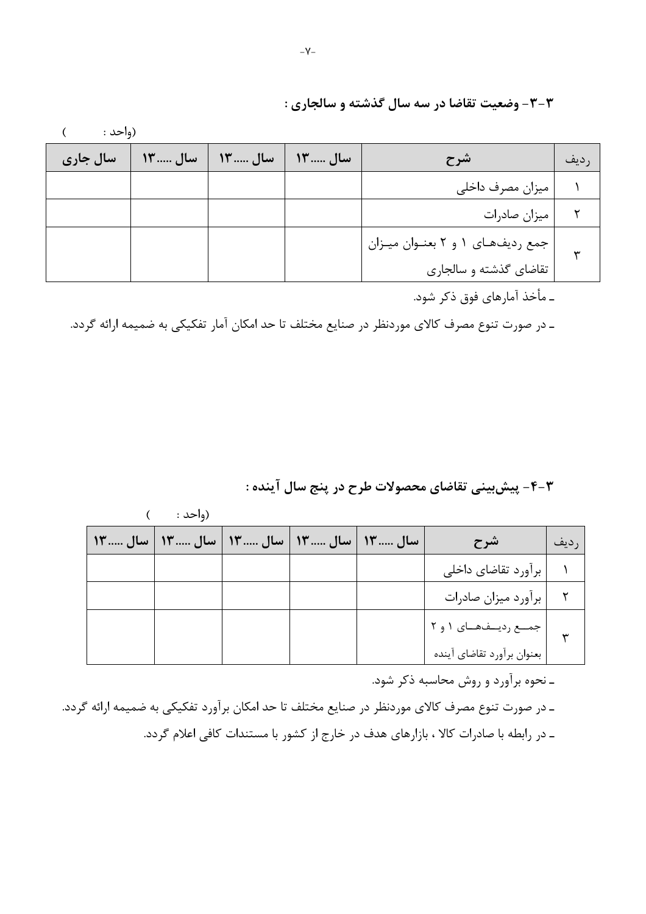### ۳-۳- وضعیت تقاضا در سه سال گذشته و سالجاری :

(واحد :          )

| ردیف | شرح | سال .....۱۳ | سال .....۱۳ | سال .....۱۳ | سال جاری |
|---|---|---|---|---|---|
| ۱ | میزان مصرف داخلی | | | | |
| ۲ | میزان صادرات | | | | |
| ۳ | جمع ردیف‌های ۱ و ۲ بعنوان میزان تقاضای گذشته و سالجاری | | | | |

ـ مأخذ آمارهای فوق ذکر شود.

ـ در صورت تنوع مصرف کالای موردنظر در صنایع مختلف تا حد امکان آمار تفکیکی به ضمیمه ارائه گردد.

### ۳-۴- پیش‌بینی تقاضای محصولات طرح در پنج سال آینده :

(واحد :          )

| ردیف | شرح | سال .....۱۳ | سال .....۱۳ | سال .....۱۳ | سال .....۱۳ | سال .....۱۳ |
|---|---|---|---|---|---|---|
| ۱ | برآورد تقاضای داخلی | | | | | |
| ۲ | برآورد میزان صادرات | | | | | |
| ۳ | جمع ردیف‌های ۱ و ۲ بعنوان برآورد تقاضای آینده | | | | | |

ـ نحوه برآورد و روش محاسبه ذکر شود.

ـ در صورت تنوع مصرف کالای موردنظر در صنایع مختلف تا حد امکان برآورد تفکیکی به ضمیمه ارائه گردد.

ـ در رابطه با صادرات کالا ، بازارهای هدف در خارج از کشور با مستندات کافی اعلام گردد.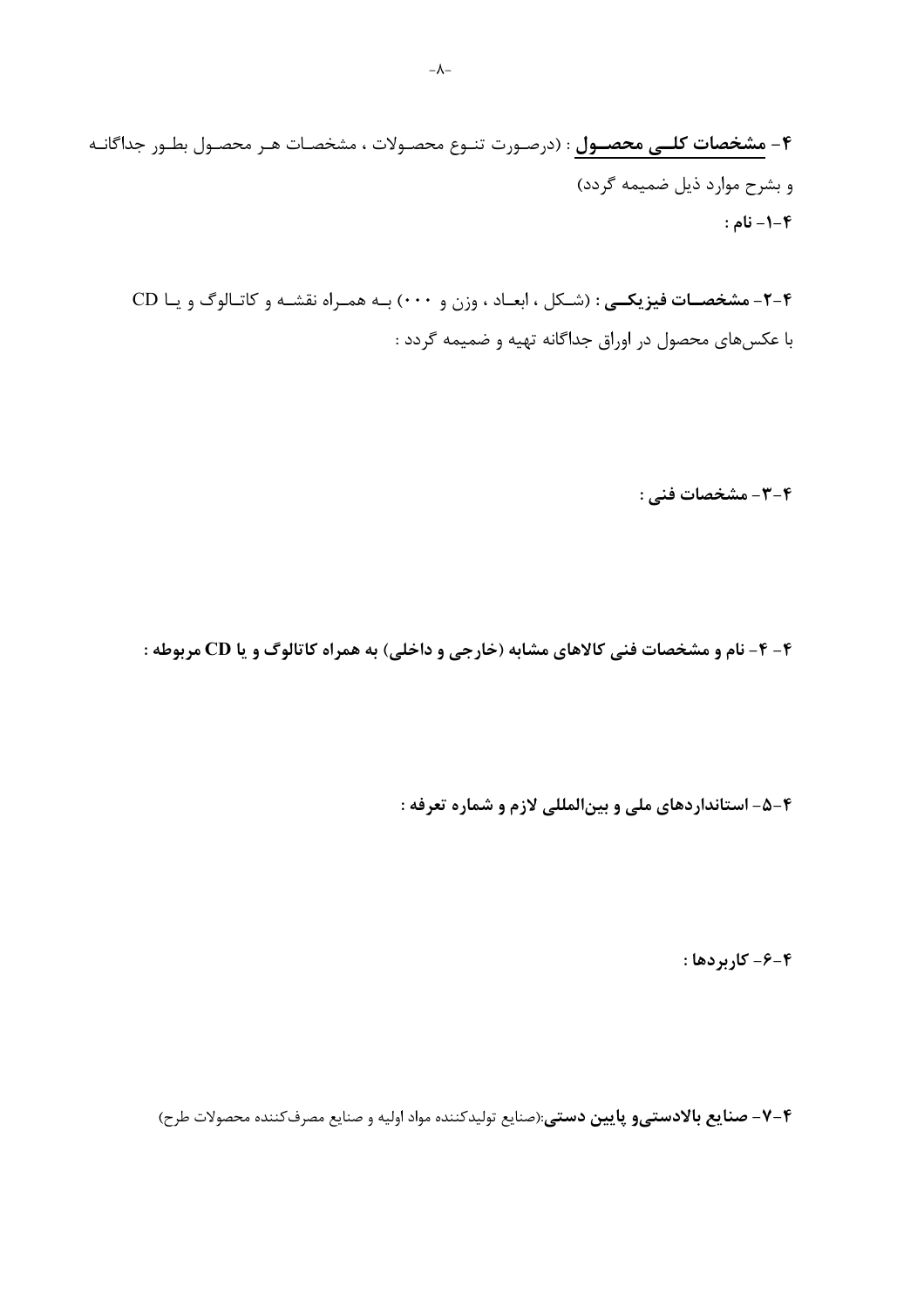**۴- <u>مشخصات کلی محصول</u>** : (درصورت تنوع محصولات ، مشخصات هر محصول بطور جداگانه و بشرح موارد ذیل ضمیمه گردد)

**۴-۱- نام :**

**۴-۲- مشخصات فیزیکی** : (شکل ، ابعاد ، وزن و ۰۰۰) به همراه نقشه و کاتالوگ و یا CD با عکس‌های محصول در اوراق جداگانه تهیه و ضمیمه گردد :

**۴-۳- مشخصات فنی :**

**۴- ۴- نام و مشخصات فنی کالاهای مشابه (خارجی و داخلی) به همراه کاتالوگ و یا CD مربوطه :**

**۴-۵- استانداردهای ملی و بین‌المللی لازم و شماره تعرفه :**

**۴-۶- کاربردها :**

**۴-۷- صنایع بالادستی‌و پایین دستی**:(صنایع تولیدکننده مواد اولیه و صنایع مصرف‌کننده محصولات طرح)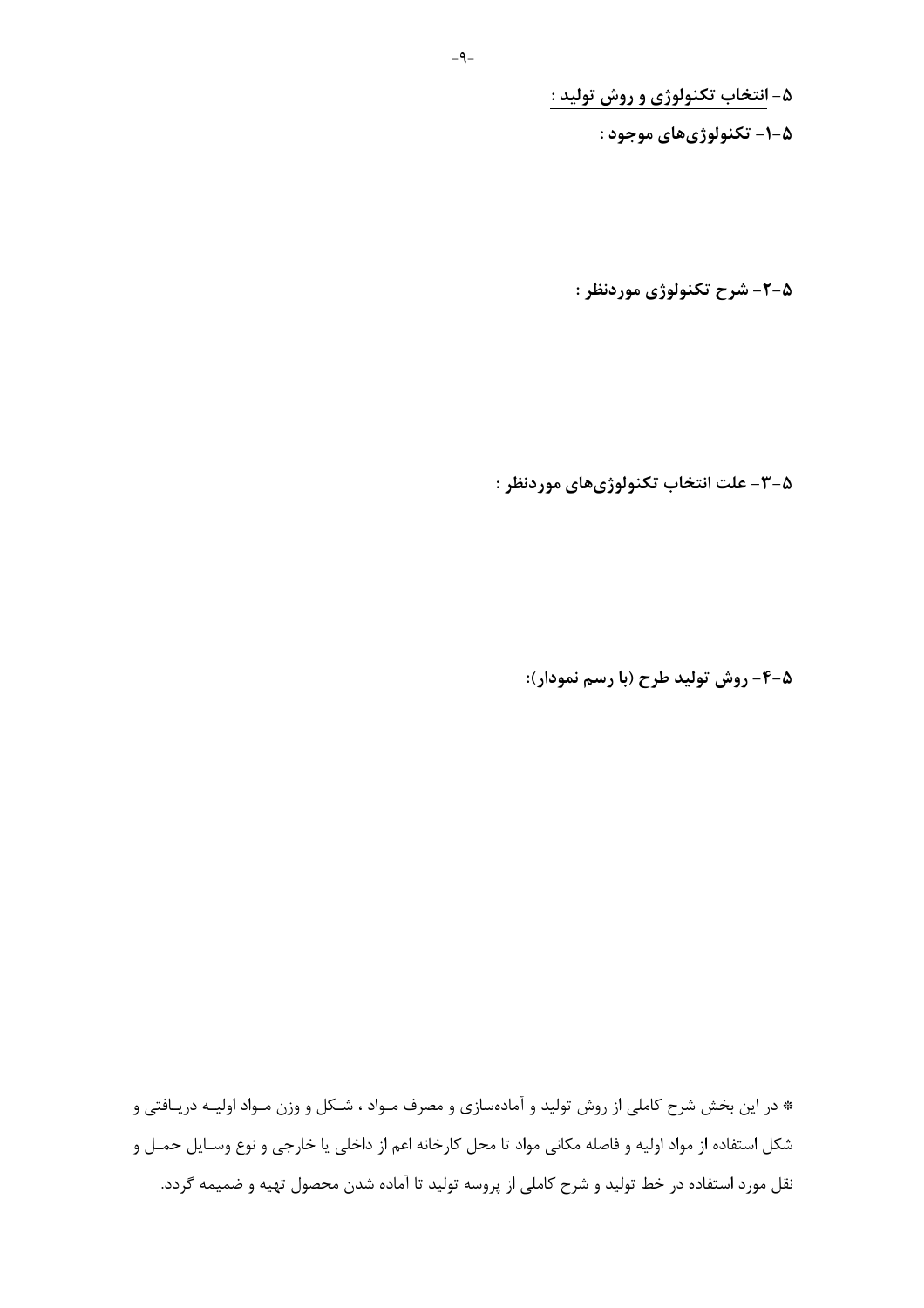## ۵- انتخاب تکنولوژی و روش تولید :

### ۵-۱- تکنولوژی‌های موجود :

### ۵-۲- شرح تکنولوژی موردنظر :

### ۵-۳- علت انتخاب تکنولوژی‌های موردنظر :

### ۵-۴- روش تولید طرح (با رسم نمودار):

* در این بخش شرح کاملی از روش تولید و آماده‌سازی و مصرف مواد ، شکل و وزن مواد اولیه دریافتی و شکل استفاده از مواد اولیه و فاصله مکانی مواد تا محل کارخانه اعم از داخلی یا خارجی و نوع وسایل حمل و نقل مورد استفاده در خط تولید و شرح کاملی از پروسه تولید تا آماده شدن محصول تهیه و ضمیمه گردد.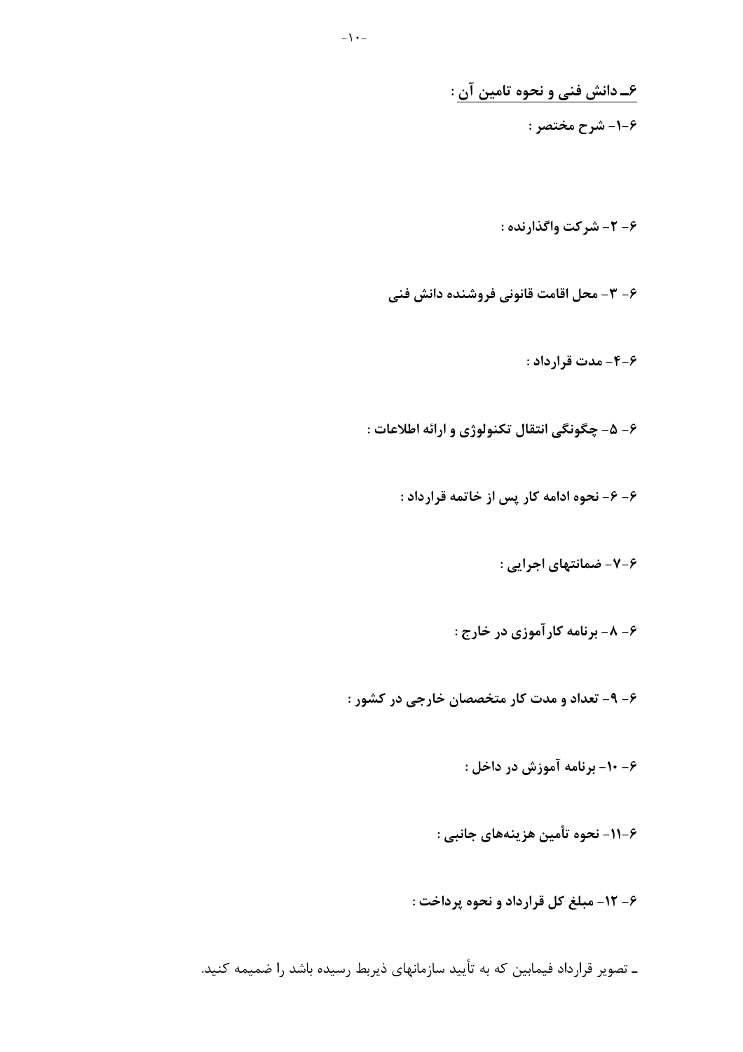## ۶ـ دانش فنی و نحوه تامین آن :

**۶-۱- شرح مختصر :**

**۶- ۲- شرکت واگذارنده :**

**۶- ۳- محل اقامت قانونی فروشنده دانش فنی**

**۶-۴- مدت قرارداد :**

**۶- ۵- چگونگی انتقال تکنولوژی و ارائه اطلاعات :**

**۶- ۶- نحوه ادامه کار پس از خاتمه قرارداد :**

**۶-۷- ضمانتهای اجرایی :**

**۶- ۸- برنامه کارآموزی در خارج :**

**۶- ۹- تعداد و مدت کار متخصصان خارجی در کشور :**

**۶- ۱۰- برنامه آموزش در داخل :**

**۶-۱۱- نحوه تأمین هزینه‌های جانبی :**

**۶- ۱۲- مبلغ کل قرارداد و نحوه پرداخت :**

ـ تصویر قرارداد فیمابین که به تأیید سازمانهای ذیربط رسیده باشد را ضمیمه کنید.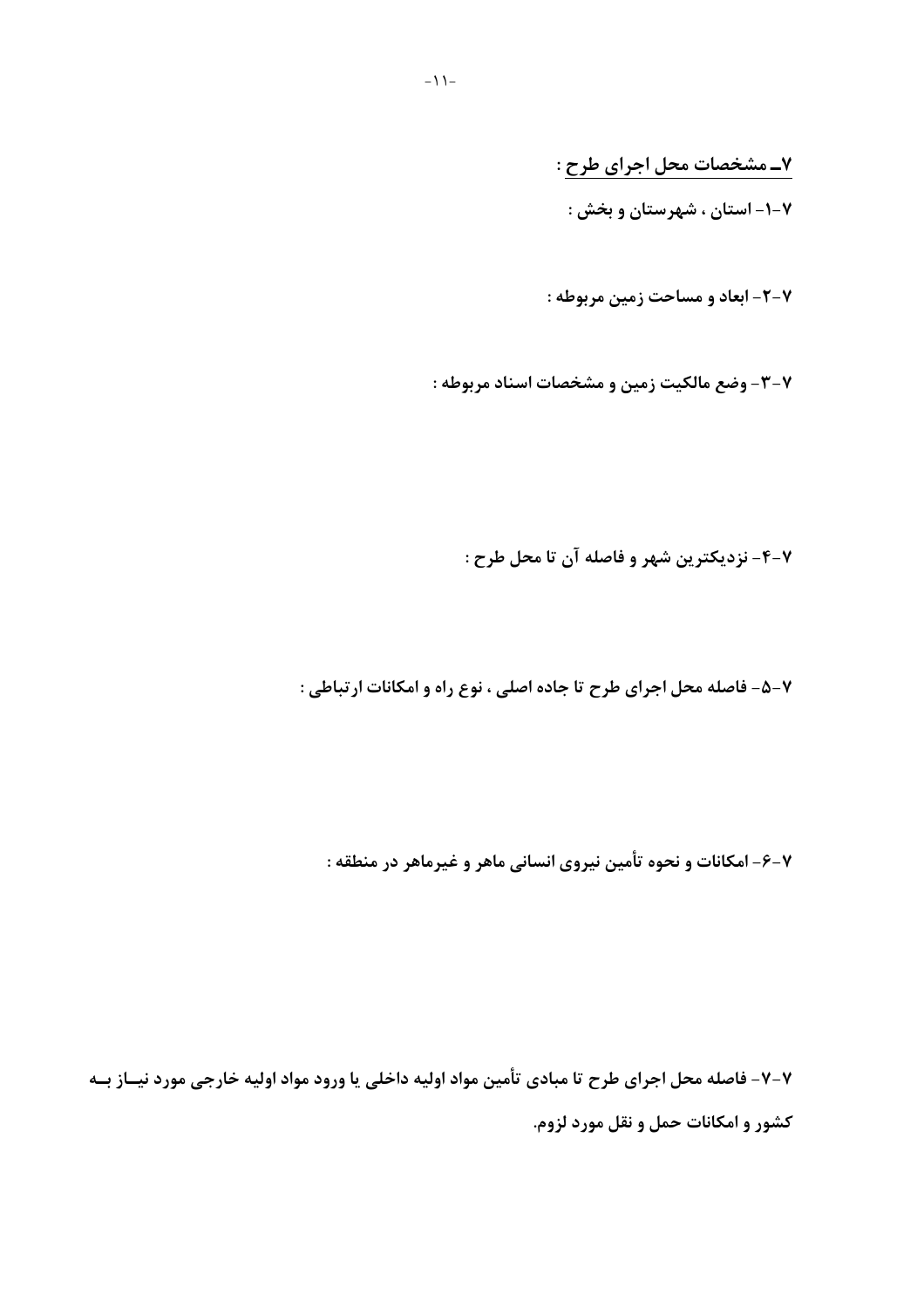## ۷ـ مشخصات محل اجرای طرح :

**۷-۱- استان ، شهرستان و بخش :**

**۷-۲- ابعاد و مساحت زمین مربوطه :**

**۷-۳- وضع مالکیت زمین و مشخصات اسناد مربوطه :**

**۷-۴- نزدیکترین شهر و فاصله آن تا محل طرح :**

**۷-۵- فاصله محل اجرای طرح تا جاده اصلی ، نوع راه و امکانات ارتباطی :**

**۷-۶- امکانات و نحوه تأمین نیروی انسانی ماهر و غیرماهر در منطقه :**

**۷-۷- فاصله محل اجرای طرح تا مبادی تأمین مواد اولیه داخلی یا ورود مواد اولیه خارجی مورد نیاز به کشور و امکانات حمل و نقل مورد لزوم.**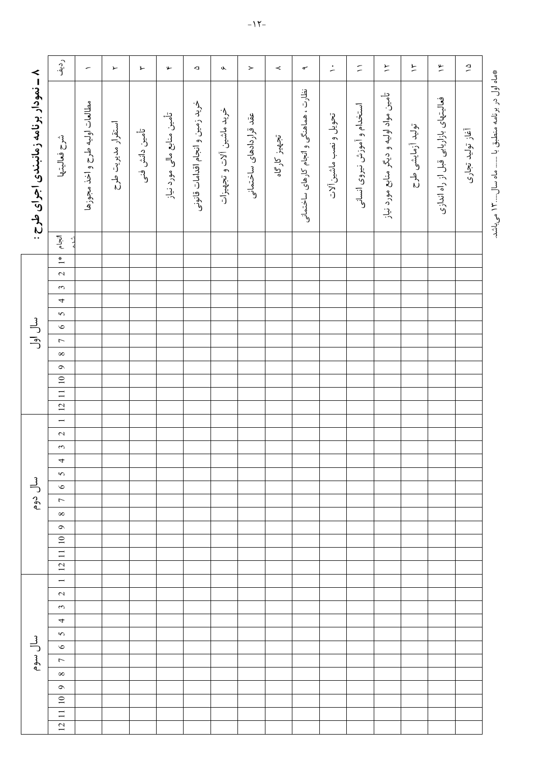## ۸ـ نمودار برنامه زمانبندی اجرای طرح :

| ردیف | شرح فعالیتها | انجام شده | سال اول | | | | | | | | | | | | سال دوم | | | | | | | | | | | | سال سوم | | | | | | | | | | | |
|---|---|---|---|---|---|---|---|---|---|---|---|---|---|---|---|---|---|---|---|---|---|---|---|---|---|---|---|---|---|---|---|---|---|---|---|---|---|---|
| | | | 1* | 2 | 3 | 4 | 5 | 6 | 7 | 8 | 9 | 10 | 11 | 12 | 1 | 2 | 3 | 4 | 5 | 6 | 7 | 8 | 9 | 10 | 11 | 12 | 1 | 2 | 3 | 4 | 5 | 6 | 7 | 8 | 9 | 10 | 11 | 12 |
| ۱ | مطالعات اولیه طرح و اخذ مجوزها | | | | | | | | | | | | | | | | | | | | | | | | | | | | | | | | | | | | | |
| ۲ | استقرار مدیریت طرح | | | | | | | | | | | | | | | | | | | | | | | | | | | | | | | | | | | | | |
| ۳ | تأمین دانش فنی | | | | | | | | | | | | | | | | | | | | | | | | | | | | | | | | | | | | | |
| ۴ | تأمین منابع مالی مورد نیاز | | | | | | | | | | | | | | | | | | | | | | | | | | | | | | | | | | | | | |
| ۵ | خرید زمین و انجام اقدامات قانونی | | | | | | | | | | | | | | | | | | | | | | | | | | | | | | | | | | | | | |
| ۶ | خرید ماشین آلات و تجهیزات | | | | | | | | | | | | | | | | | | | | | | | | | | | | | | | | | | | | | |
| ۷ | عقد قراردادهای ساختمانی | | | | | | | | | | | | | | | | | | | | | | | | | | | | | | | | | | | | | |
| ۸ | تجهیز کارگاه | | | | | | | | | | | | | | | | | | | | | | | | | | | | | | | | | | | | | |
| ۹ | نظارت ، هماهنگی و انجام کارهای ساختمانی | | | | | | | | | | | | | | | | | | | | | | | | | | | | | | | | | | | | | |
| ۱۰ | تحویل و نصب ماشین آلات | | | | | | | | | | | | | | | | | | | | | | | | | | | | | | | | | | | | | |
| ۱۱ | استخدام و آموزش نیروی انسانی | | | | | | | | | | | | | | | | | | | | | | | | | | | | | | | | | | | | | |
| ۱۲ | تأمین مواد اولیه و دیگر منابع مورد نیاز | | | | | | | | | | | | | | | | | | | | | | | | | | | | | | | | | | | | | |
| ۱۳ | تولید آزمایشی طرح | | | | | | | | | | | | | | | | | | | | | | | | | | | | | | | | | | | | | |
| ۱۴ | فعالیتهای بازاریابی قبل از راه اندازی | | | | | | | | | | | | | | | | | | | | | | | | | | | | | | | | | | | | | |
| ۱۵ | آغاز تولید تجاری | | | | | | | | | | | | | | | | | | | | | | | | | | | | | | | | | | | | | |

*ماه اول در برنامه منطبق با ...... ماه سال......۱۳ می‌باشد.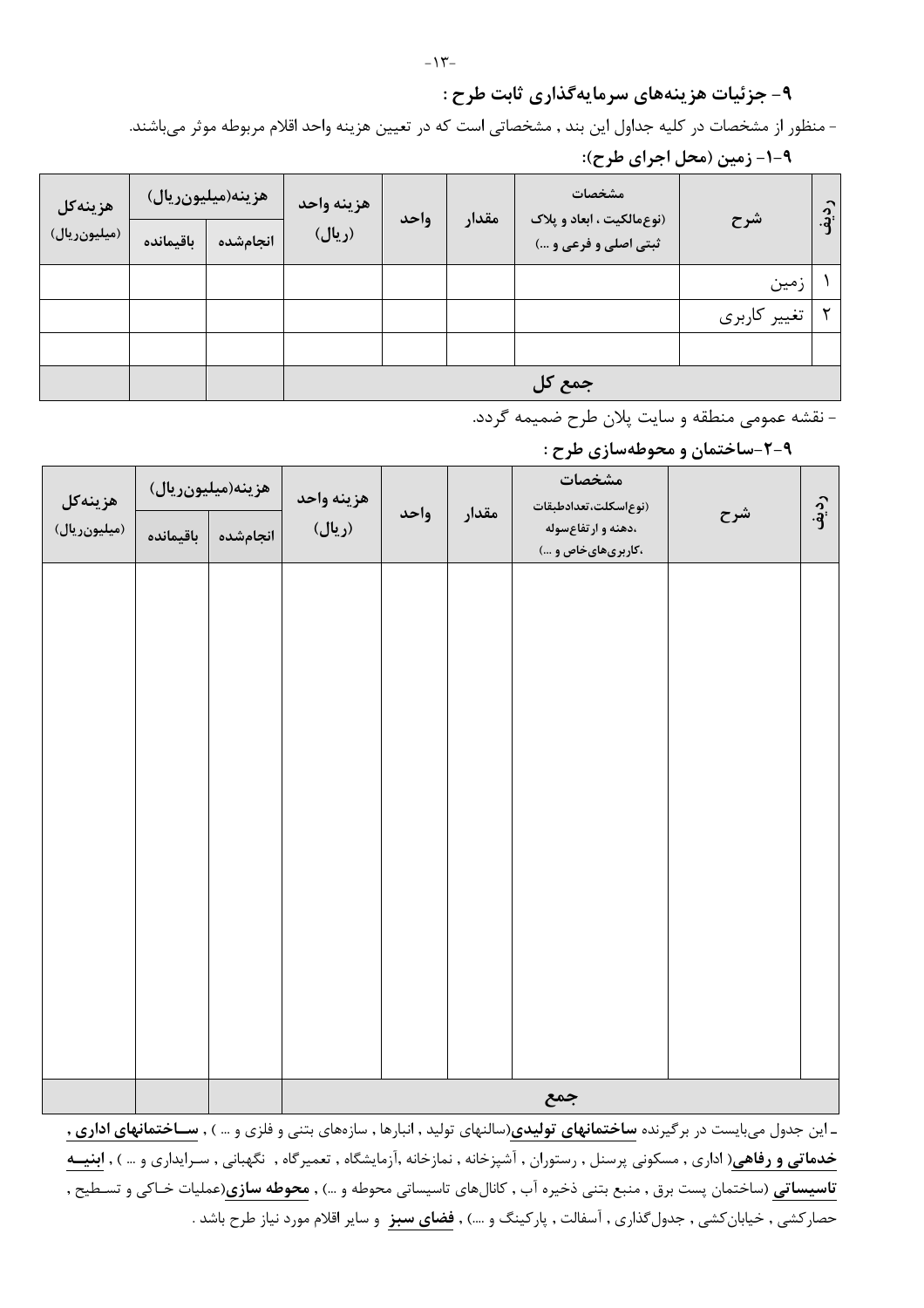## ۹- جزئیات هزینه‌های سرمایه‌گذاری ثابت طرح :

- منظور از مشخصات در کلیه جداول این بند , مشخصاتی است که در تعیین هزینه واحد اقلام مربوطه موثر می‌باشند.

### ۹-۱- زمین (محل اجرای طرح):

| ردیف | شرح | مشخصات (نوع‌مالکیت ، ابعاد و پلاک ثبتی اصلی و فرعی و ...) | مقدار | واحد | هزینه واحد (ریال) | هزینه(میلیون‌ریال) | | هزینه‌کل (میلیون‌ریال) |
|---|---|---|---|---|---|---|---|---|
| | | | | | | انجام‌شده | باقیمانده | |
| ۱ | زمین | | | | | | | |
| ۲ | تغییر کاربری | | | | | | | |
| | | | | | | | | |
| جمع کل | | | | | | | | |

- نقشه عمومی منطقه و سایت پلان طرح ضمیمه گردد.

### ۹-۲-ساختمان و محوطه‌سازی طرح :

| ردیف | شرح | مشخصات (نوع‌اسکلت،تعدادطبقات ،دهنه و ارتفاع‌سوله ،کاربری‌های‌خاص و ...) | مقدار | واحد | هزینه واحد (ریال) | هزینه(میلیون‌ریال) | | هزینه‌کل (میلیون‌ریال) |
|---|---|---|---|---|---|---|---|---|
| | | | | | | انجام‌شده | باقیمانده | |
| | | | | | | | | |
| جمع | | | | | | | | |

- این جدول می‌بایست در برگیرنده **ساختمانهای تولیدی**(سالنهای تولید , انبارها , سازه‌های بتنی و فلزی و ... ) , **ساختمانهای اداری , خدماتی و رفاهی**( اداری , مسکونی پرسنل , رستوران , آشپزخانه , نمازخانه ,آزمایشگاه , تعمیرگاه , نگهبانی , سرایداری و ... ) , **ابنیه تاسیساتی** (ساختمان پست برق , منبع بتنی ذخیره آب , کانال‌های تاسیساتی محوطه و ...) , **محوطه سازی**(عملیات خاکی و تسطیح , حصارکشی , خیابان‌کشی , جدول‌گذاری , آسفالت , پارکینگ و ....) , **فضای سبز** و سایر اقلام مورد نیاز طرح باشد .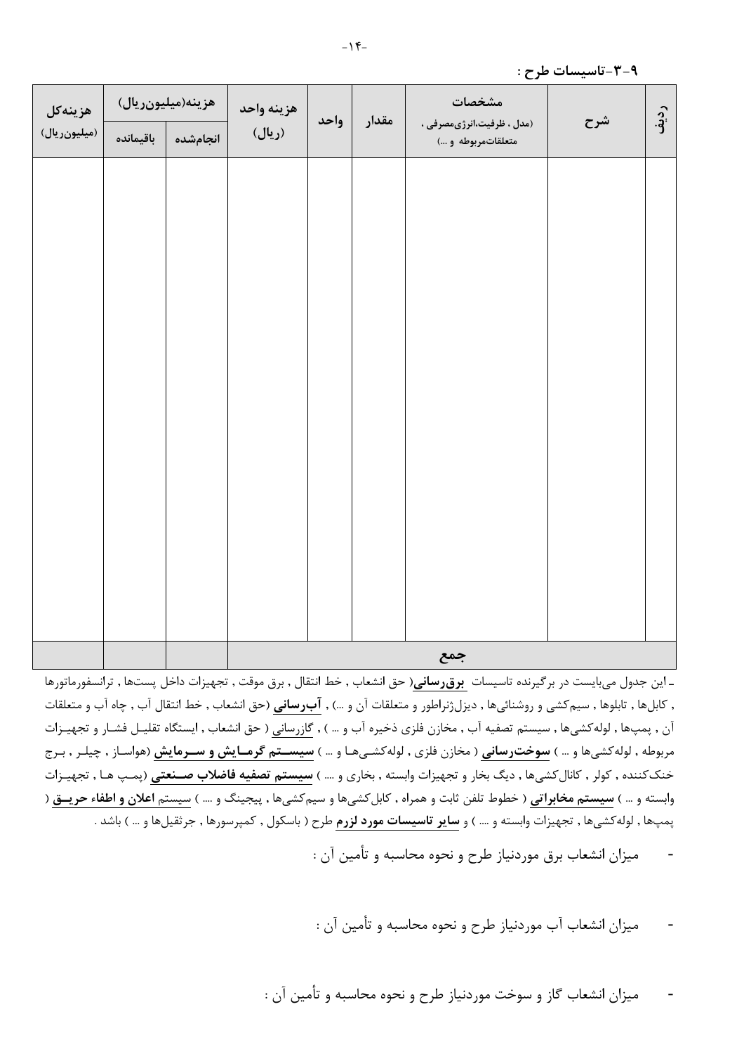### ۹-۳-تاسیسات طرح :

| ردیف | شرح | مشخصات (مدل ، ظرفیت،انرژی‌مصرفی ، متعلقات‌مربوطه و ...) | مقدار | واحد | هزینه واحد (ریال) | هزینه(میلیون‌ریال) | | هزینه‌کل (میلیون‌ریال) |
|---|---|---|---|---|---|---|---|---|
| | | | | | | انجام‌شده | باقیمانده | |
| | | | | | | | | |
| | جمع | | | | | | | |

ـ این جدول می‌بایست در برگیرنده تاسیسات **برق‌رسانی**( حق انشعاب , خط انتقال , برق موقت , تجهیزات داخل پست‌ها , ترانسفورماتورها , کابل‌ها , تابلوها , سیم‌کشی و روشنائی‌ها , دیزل‌ژنراطور و متعلقات آن و ...) , **آب‌رسانی** (حق انشعاب , خط انتقال آب , چاه آب و متعلقات آن , پمپ‌ها , لوله‌کشی‌ها , سیستم تصفیه آب , مخازن فلزی ذخیره آب و ... ) , گازرسانی ( حق انشعاب , ایستگاه تقلیل فشار و تجهیزات مربوطه , لوله‌کشی‌ها و ... ) **سوخت‌رسانی** ( مخازن فلزی , لوله‌کشی‌ها و ... ) **سیستم گرمایش و سرمایش** (هواساز , چیلر , برج خنک‌کننده , کولر , کانال‌کشی‌ها , دیگ بخار و تجهیزات وابسته , بخاری و .... ) **سیستم تصفیه فاضلاب صنعتی** (پمپ ها , تجهیزات وابسته و ... ) **سیستم مخابراتی** ( خطوط تلفن ثابت و همراه , کابل‌کشی‌ها و سیم‌کشی‌ها , پیجینگ و .... ) سیستم **اعلان و اطفاء حریق** ( پمپ‌ها , لوله‌کشی‌ها , تجهیزات وابسته و .... ) و **سایر تاسیسات مورد لزوم** طرح ( باسکول , کمپرسورها , جرثقیل‌ها و ... ) باشد .

- میزان انشعاب برق موردنیاز طرح و نحوه محاسبه و تأمین آن :

- میزان انشعاب آب موردنیاز طرح و نحوه محاسبه و تأمین آن :

- میزان انشعاب گاز و سوخت موردنیاز طرح و نحوه محاسبه و تأمین آن :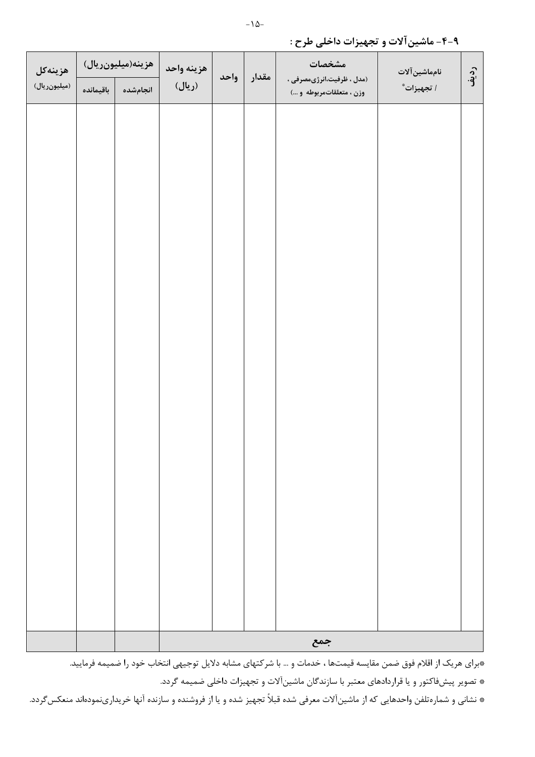## ۴-۹- ماشین‌آلات و تجهیزات داخلی طرح :

| ردیف | نام‌ماشین‌آلات / تجهیزات* | مشخصات (مدل ، ظرفیت،انرژی‌مصرفی ، وزن ، متعلقات‌مربوطه و ...) | مقدار | واحد | هزینه واحد (ریال) | هزینه(میلیون‌ریال) | | هزینه‌کل (میلیون‌ریال) |
|---|---|---|---|---|---|---|---|---|
| | | | | | | انجام‌شده | باقیمانده | |
| | | | | | | | | |
| | | جمع | | | | | | |

*برای هریک از اقلام فوق ضمن مقایسه قیمت‌ها ، خدمات و ... با شرکتهای مشابه دلایل توجیهی انتخاب خود را ضمیمه فرمایید.

* تصویر پیش‌فاکتور و یا قراردادهای معتبر با سازندگان ماشین‌آلات و تجهیزات داخلی ضمیمه گردد.

* نشانی و شماره‌تلفن واحدهایی که از ماشین‌آلات معرفی شده قبلاً تجهیز شده و یا از فروشنده و سازنده آنها خریداری‌نموده‌اند منعکس‌گردد.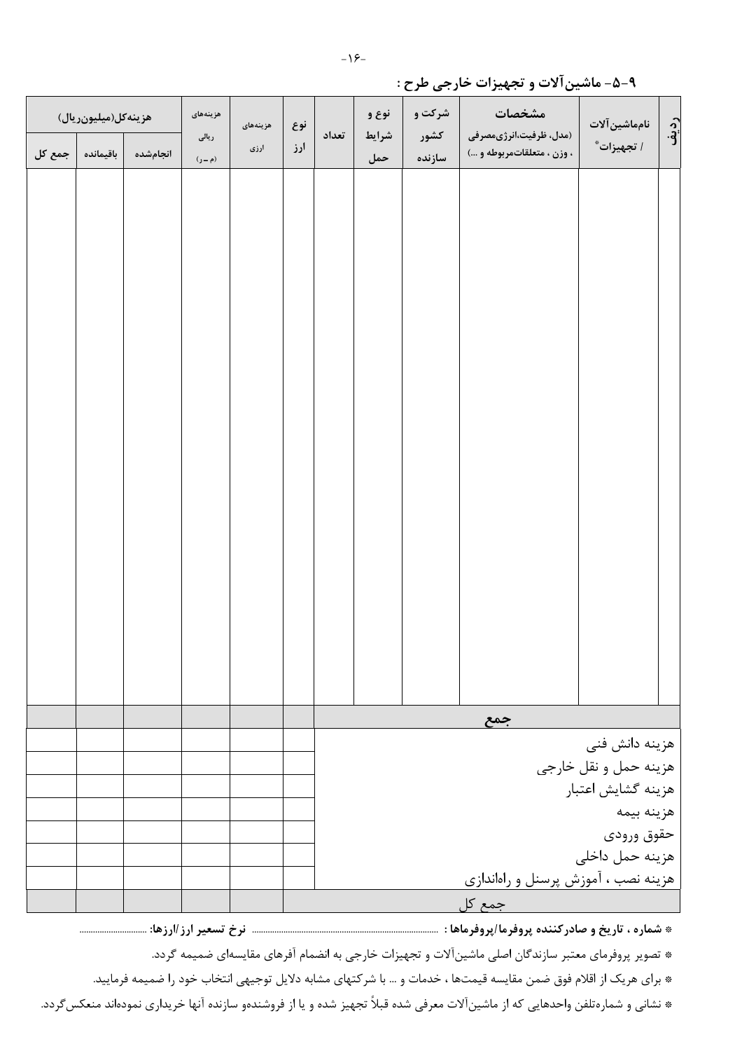## ۹-۵- ماشین‌آلات و تجهیزات خارجی طرح :

| ردیف | نام‌ماشین‌آلات / تجهیزات* | مشخصات (مدل، ظرفیت،انرژی‌مصرفی ، وزن ، متعلقات‌مربوطه و ...) | شرکت و کشور سازنده | نوع و شرایط حمل | تعداد | نوع ارز | هزینه‌های ارزی | هزینه‌های ریالی (م ـ ر) | هزینه‌کل(میلیون‌ریال) | | |
|---|---|---|---|---|---|---|---|---|---|---|---|
| | | | | | | | | | انجام‌شده | باقیمانده | جمع کل |
| | | | | | | | | | | | |
| جمع | | | | | | | | | | | |
| هزینه دانش فنی | | | | | | | | | | | |
| هزینه حمل و نقل خارجی | | | | | | | | | | | |
| هزینه گشایش اعتبار | | | | | | | | | | | |
| هزینه بیمه | | | | | | | | | | | |
| حقوق ورودی | | | | | | | | | | | |
| هزینه حمل داخلی | | | | | | | | | | | |
| هزینه نصب ، آموزش پرسنل و راه‌اندازی | | | | | | | | | | | |
| جمع کل | | | | | | | | | | | |

* **شماره ، تاریخ و صادرکننده پروفرما/پروفرماها :** ................................................................................ **نرخ تسعیر ارز/ارزها:** ..............................

* تصویر پروفرمای معتبر سازندگان اصلی ماشین‌آلات و تجهیزات خارجی به انضمام آفرهای مقایسه‌ای ضمیمه گردد.

* برای هریک از اقلام فوق ضمن مقایسه قیمت‌ها ، خدمات و ... با شرکتهای مشابه دلایل توجیهی انتخاب خود را ضمیمه فرمایید.

* نشانی و شماره‌تلفن واحدهایی که از ماشین‌آلات معرفی شده قبلاً تجهیز شده و یا از فروشنده‌و سازنده آنها خریداری نموده‌اند منعکس‌گردد.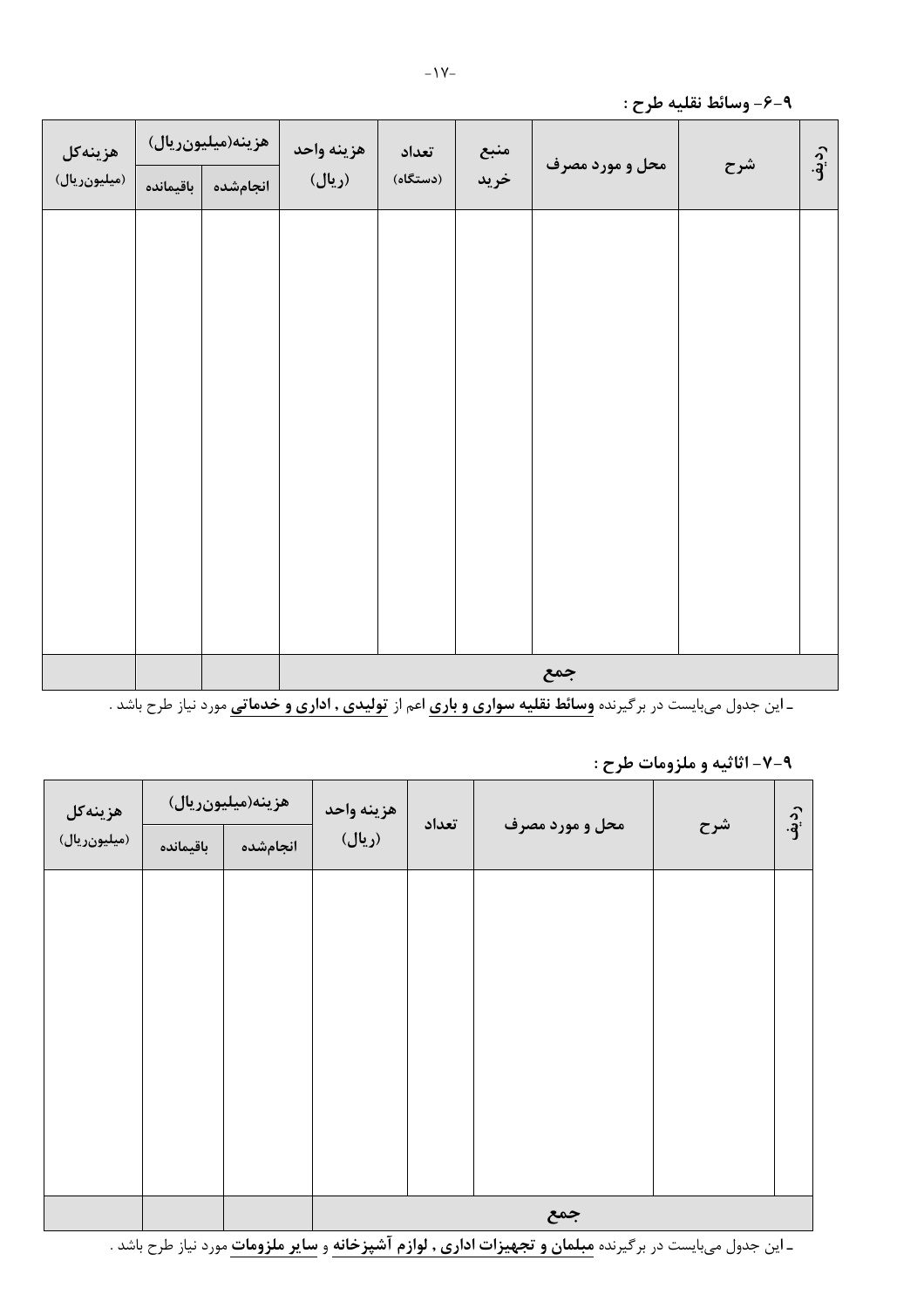### ۹-۶- وسائط نقلیه طرح :

| ردیف | شرح | محل و مورد مصرف | منبع خرید | تعداد (دستگاه) | هزینه واحد (ریال) | هزینه(میلیون‌ریال) | | هزینه‌کل (میلیون‌ریال) |
|---|---|---|---|---|---|---|---|---|
| | | | | | | انجام‌شده | باقیمانده | |
| | | | | | | | | |
| جمع | | | | | | | | |

ـ این جدول می‌بایست در برگیرنده **وسائط نقلیه سواری و باری** اعم از **تولیدی , اداری و خدماتی** مورد نیاز طرح باشد .

### ۹-۷- اثاثیه و ملزومات طرح :

| ردیف | شرح | محل و مورد مصرف | تعداد | هزینه واحد (ریال) | هزینه(میلیون‌ریال) | | هزینه‌کل (میلیون‌ریال) |
|---|---|---|---|---|---|---|---|
| | | | | | انجام‌شده | باقیمانده | |
| | | | | | | | |
| جمع | | | | | | | |

ـ این جدول می‌بایست در برگیرنده **مبلمان و تجهیزات اداری , لوازم آشپزخانه** و **سایر ملزومات** مورد نیاز طرح باشد .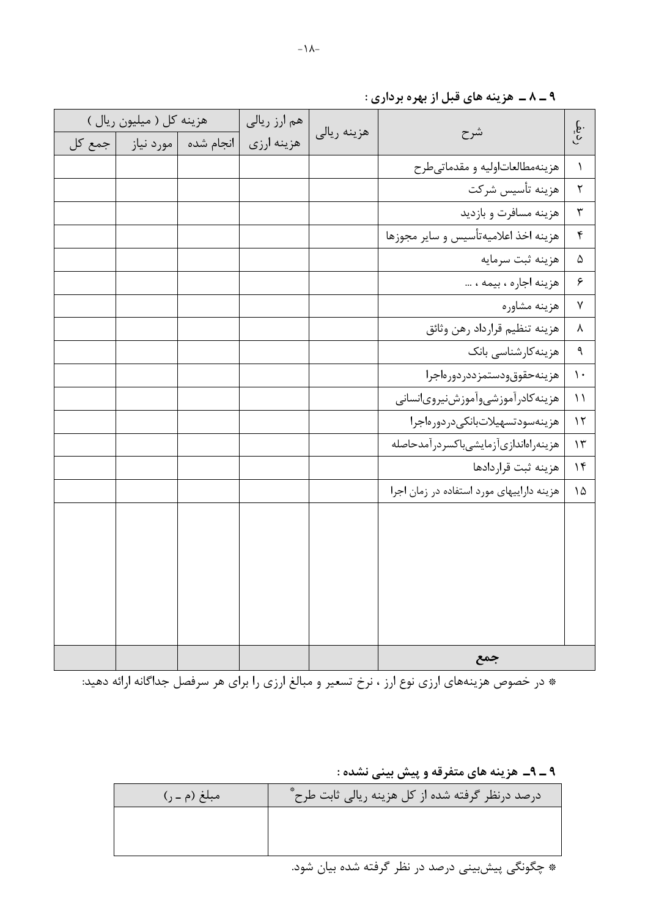### ۹ ـ ۸ ـ هزینه های قبل از بهره برداری :

| ردیف | شرح | هزینه ریالی | هم ارز ریالی هزینه ارزی | هزینه کل ( میلیون ریال ) | | |
|---|---|---|---|---|---|---|
| | | | | انجام شده | مورد نیاز | جمع کل |
| ۱ | هزینه‌مطالعات‌اولیه و مقدماتی‌طرح | | | | | |
| ۲ | هزینه تأسیس شرکت | | | | | |
| ۳ | هزینه مسافرت و بازدید | | | | | |
| ۴ | هزینه اخذ اعلامیه‌تأسیس و سایر مجوزها | | | | | |
| ۵ | هزینه ثبت سرمایه | | | | | |
| ۶ | هزینه اجاره ، بیمه ، ... | | | | | |
| ۷ | هزینه مشاوره | | | | | |
| ۸ | هزینه تنظیم قرارداد رهن وثائق | | | | | |
| ۹ | هزینه‌کارشناسی بانک | | | | | |
| ۱۰ | هزینه‌حقوق‌ودستمزددردوره‌اجرا | | | | | |
| ۱۱ | هزینه‌کادرآموزشی‌وآموزش‌نیروی‌انسانی | | | | | |
| ۱۲ | هزینه‌سودتسهیلات‌بانکی‌دردوره‌اجرا | | | | | |
| ۱۳ | هزینه‌راه‌اندازی‌آزمایشی‌باکسردرآمدحاصله | | | | | |
| ۱۴ | هزینه ثبت قراردادها | | | | | |
| ۱۵ | هزینه داراییهای مورد استفاده در زمان اجرا | | | | | |
| | | | | | | |
| | **جمع** | | | | | |

* در خصوص هزینه‌های ارزی نوع ارز ، نرخ تسعیر و مبالغ ارزی را برای هر سرفصل جداگانه ارائه دهید:

### ۹ ـ ۹ـ هزینه های متفرقه و پیش بینی نشده :

| درصد درنظر گرفته شده از کل هزینه ریالی ثابت طرح* | مبلغ (م ـ ر) |
|---|---|
| | |

* چگونگی پیش‌بینی درصد در نظر گرفته شده بیان شود.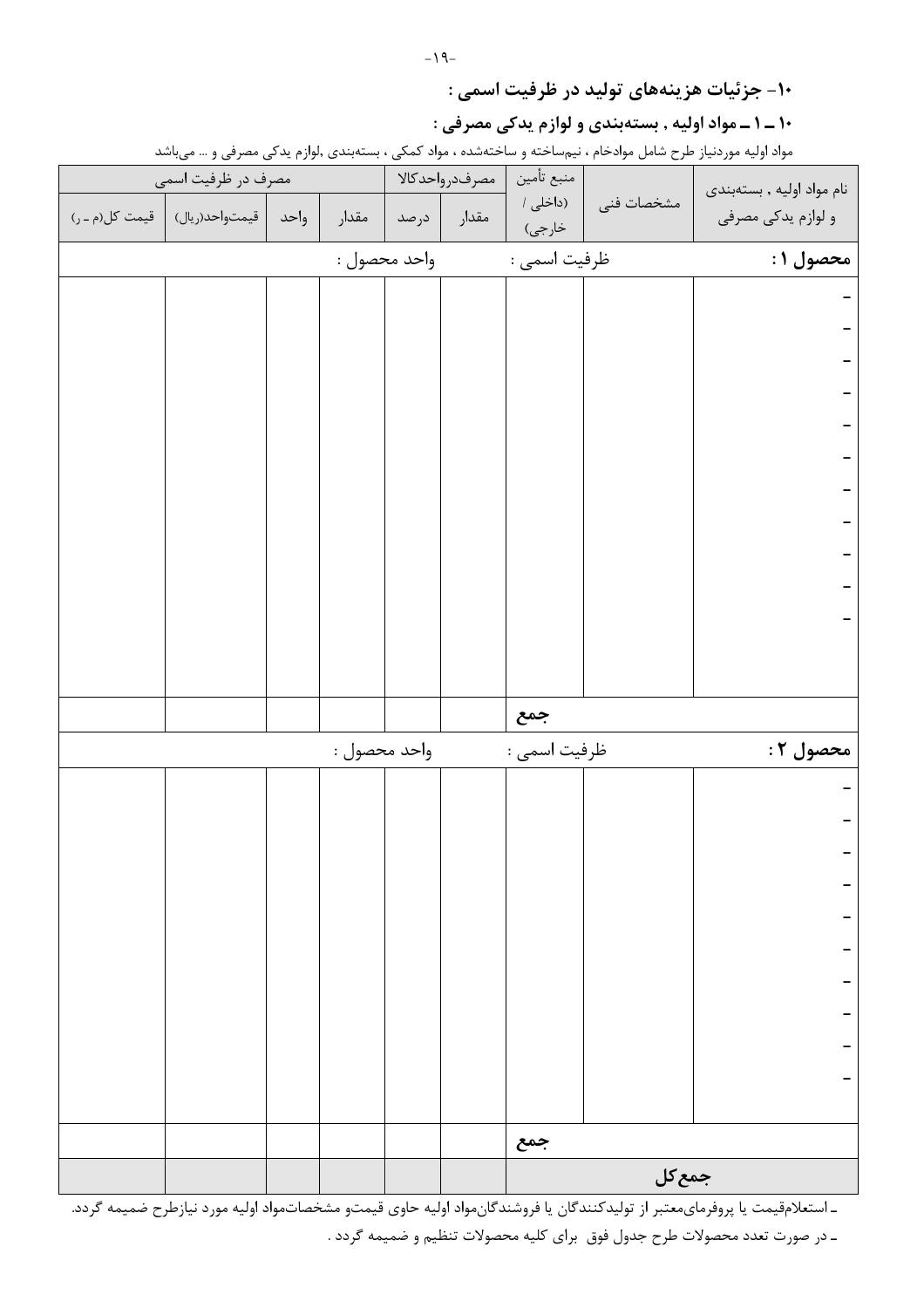## ۱۰- جزئیات هزینه‌های تولید در ظرفیت اسمی :

### ۱۰ ـ ۱ ـ مواد اولیه , بسته‌بندی و لوازم یدکی مصرفی :

مواد اولیه موردنیاز طرح شامل موادخام ، نیم‌ساخته و ساخته‌شده ، مواد کمکی ، بسته‌بندی ,لوازم یدکی مصرفی و ... می‌باشد

| نام مواد اولیه , بسته‌بندی و لوازم یدکی مصرفی | مشخصات فنی | منبع تأمین (داخلی / خارجی) | مصرف‌درواحدکالا | | مصرف در ظرفیت اسمی | | | |
|---|---|---|---|---|---|---|---|---|
| | | | مقدار | درصد | مقدار | واحد | قیمت‌واحد(ریال) | قیمت کل(م ـ ر) |
| **محصول ۱ :** | ظرفیت اسمی : | | واحد محصول : | | | | | |
| - | | | | | | | | |
| - | | | | | | | | |
| - | | | | | | | | |
| - | | | | | | | | |
| - | | | | | | | | |
| - | | | | | | | | |
| - | | | | | | | | |
| - | | | | | | | | |
| - | | | | | | | | |
| - | | | | | | | | |
| - | | | | | | | | |
| | | **جمع** | | | | | | |
| **محصول ۲ :** | ظرفیت اسمی : | | واحد محصول : | | | | | |
| - | | | | | | | | |
| - | | | | | | | | |
| - | | | | | | | | |
| - | | | | | | | | |
| - | | | | | | | | |
| - | | | | | | | | |
| - | | | | | | | | |
| - | | | | | | | | |
| - | | | | | | | | |
| - | | | | | | | | |
| | | **جمع** | | | | | | |
| **جمع کل** | | | | | | | | |

ـ استعلام‌قیمت یا پروفرمای‌معتبر از تولیدکنندگان یا فروشندگان‌مواد اولیه حاوی قیمت‌و مشخصات‌مواد اولیه مورد نیازطرح ضمیمه گردد.

ـ در صورت تعدد محصولات طرح جدول فوق برای کلیه محصولات تنظیم و ضمیمه گردد .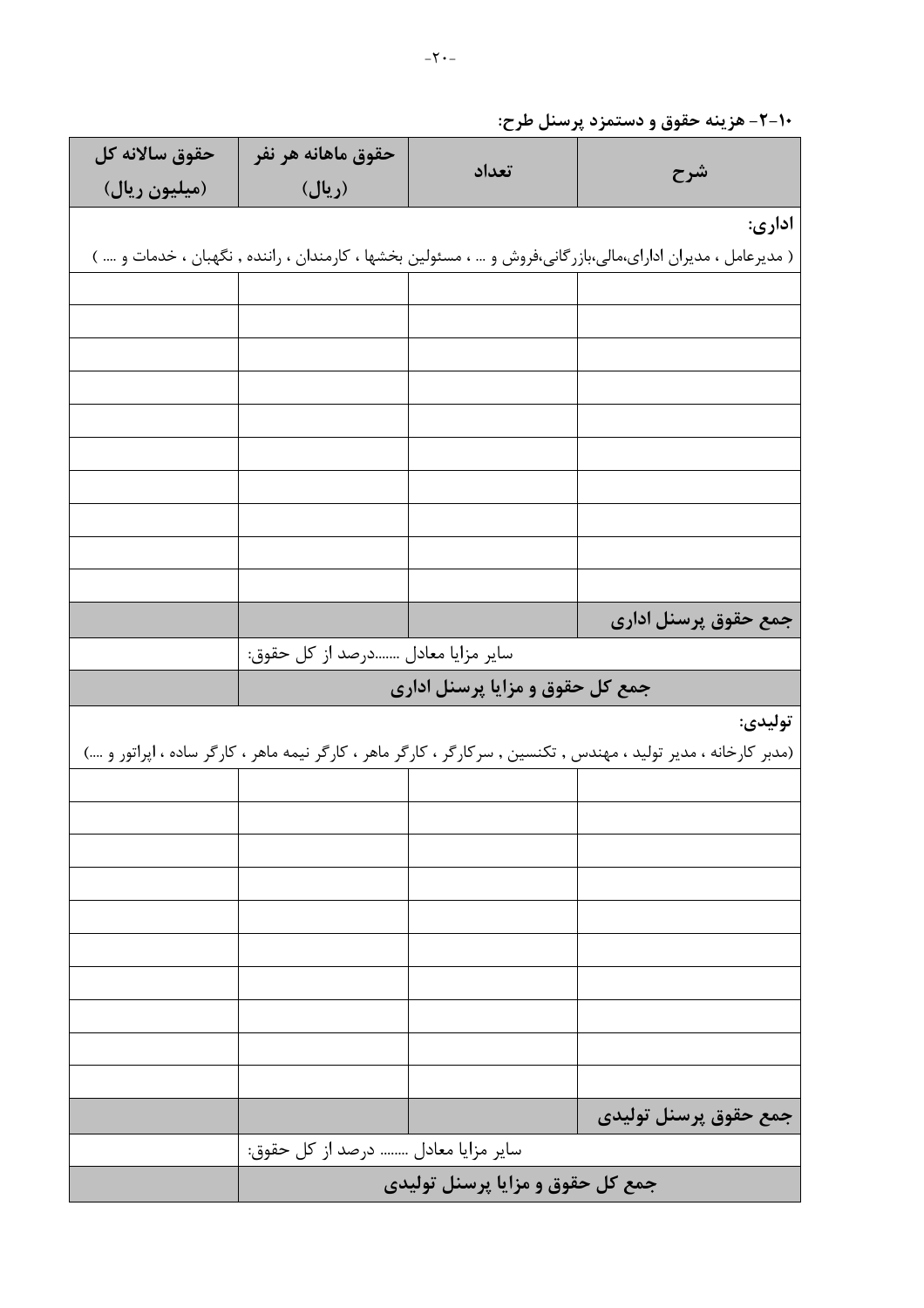### ۱۰-۲- هزینه حقوق و دستمزد پرسنل طرح:

| شرح | تعداد | حقوق ماهانه هر نفر (ریال) | حقوق سالانه کل (میلیون ریال) |
|---|---|---|---|
| **اداری:** ( مدیرعامل ، مدیران ادارای،مالی،بازرگانی،فروش و ... ، مسئولین بخشها ، کارمندان ، راننده , نگهبان ، خدمات و .... ) | | | |
| | | | |
| | | | |
| | | | |
| | | | |
| | | | |
| | | | |
| | | | |
| | | | |
| | | | |
| | | | |
| **جمع حقوق پرسنل اداری** | | | |
| سایر مزایا معادل .......درصد از کل حقوق: | | | |
| **جمع کل حقوق و مزایا پرسنل اداری** | | | |
| **تولیدی:** (مدیر کارخانه ، مدیر تولید ، مهندس , تکنسین , سرکارگر ، کارگر ماهر ، کارگر نیمه ماهر ، کارگر ساده ، اپراتور و ....) | | | |
| | | | |
| | | | |
| | | | |
| | | | |
| | | | |
| | | | |
| | | | |
| | | | |
| | | | |
| | | | |
| **جمع حقوق پرسنل تولیدی** | | | |
| سایر مزایا معادل ........ درصد از کل حقوق: | | | |
| **جمع کل حقوق و مزایا پرسنل تولیدی** | | | |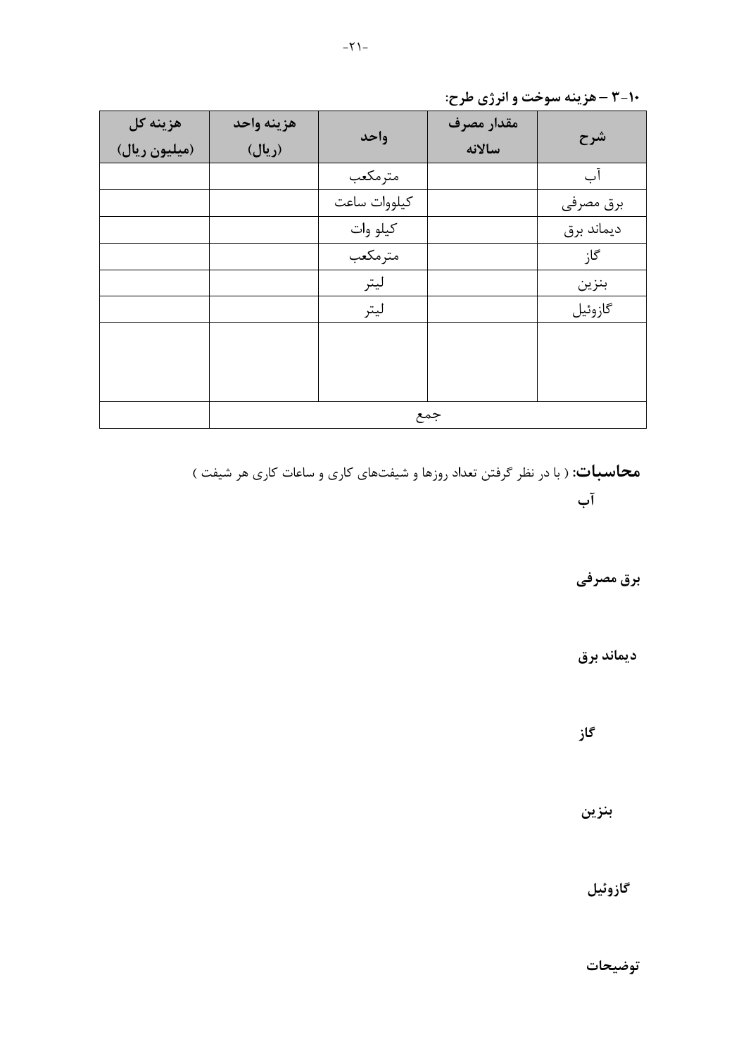### ۳-۱۰ – هزینه سوخت و انرژی طرح:

| شرح | مقدار مصرف سالانه | واحد | هزینه واحد (ریال) | هزینه کل (میلیون ریال) |
|---|---|---|---|---|
| آب | | مترمکعب | | |
| برق مصرفی | | کیلووات ساعت | | |
| دیماند برق | | کیلو وات | | |
| گاز | | مترمکعب | | |
| بنزین | | لیتر | | |
| گازوئیل | | لیتر | | |
| | | | | |
| جمع | | | | |

**محاسبات:** ( با در نظر گرفتن تعداد روزها و شیفت‌های کاری و ساعات کاری هر شیفت )

**آب**

**برق مصرفی**

**دیماند برق**

**گاز**

**بنزین**

**گازوئیل**

**توضیحات**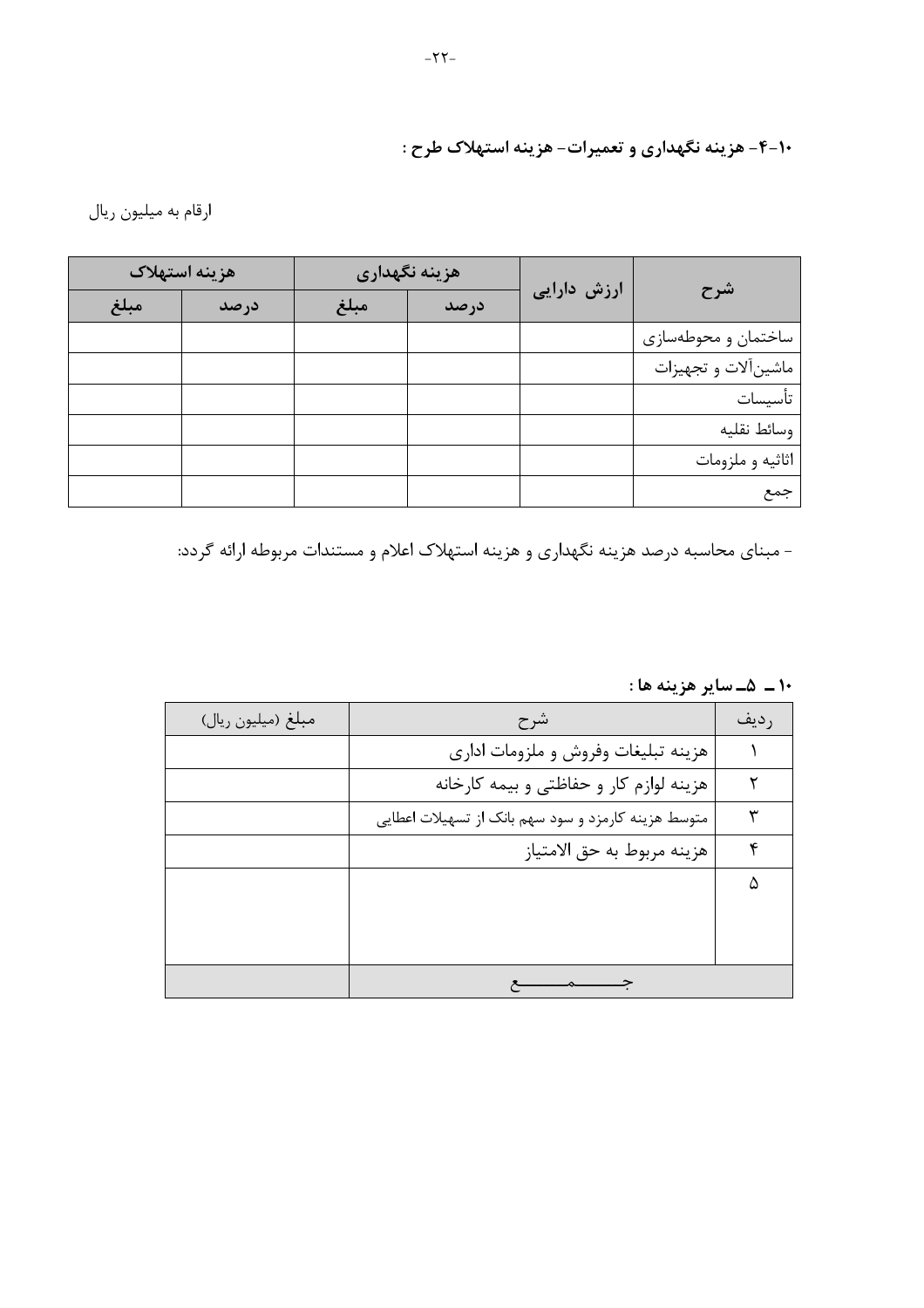### ۱۰-۴- هزینه نگهداری و تعمیرات- هزینه استهلاک طرح :

ارقام به میلیون ریال

| شرح | ارزش دارایی | هزینه نگهداری | | هزینه استهلاک | |
|---|---|---|---|---|---|
| | | درصد | مبلغ | درصد | مبلغ |
| ساختمان و محوطه‌سازی | | | | | |
| ماشین‌آلات و تجهیزات | | | | | |
| تأسیسات | | | | | |
| وسائط نقلیه | | | | | |
| اثاثیه و ملزومات | | | | | |
| جمع | | | | | |

- مبنای محاسبه درصد هزینه نگهداری و هزینه استهلاک اعلام و مستندات مربوطه ارائه گردد:

### ۱۰ـ ۵ـ سایر هزینه ها :

| ردیف | شرح | مبلغ (میلیون ریال) |
|---|---|---|
| ۱ | هزینه تبلیغات وفروش و ملزومات اداری | |
| ۲ | هزینه لوازم کار و حفاظتی و بیمه کارخانه | |
| ۳ | متوسط هزینه کارمزد و سود سهم بانک از تسهیلات اعطایی | |
| ۴ | هزینه مربوط به حق الامتیاز | |
| ۵ | | |
| | جمع | |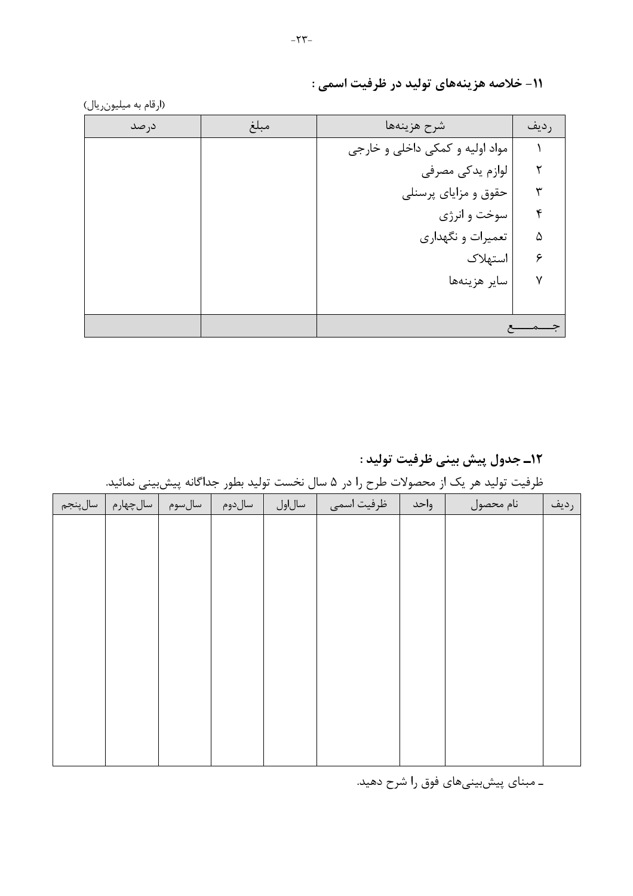### ۱۱- خلاصه هزینه‌های تولید در ظرفیت اسمی :

(ارقام به میلیون‌ریال)

| ردیف | شرح هزینه‌ها | مبلغ | درصد |
|---|---|---|---|
| ۱ | مواد اولیه و کمکی داخلی و خارجی | | |
| ۲ | لوازم یدکی مصرفی | | |
| ۳ | حقوق و مزایای پرسنلی | | |
| ۴ | سوخت و انرژی | | |
| ۵ | تعمیرات و نگهداری | | |
| ۶ | استهلاک | | |
| ۷ | سایر هزینه‌ها | | |
| | | | |
| جمع | | | |

### ۱۲ـ جدول پیش بینی ظرفیت تولید :

ظرفیت تولید هر یک از محصولات طرح را در ۵ سال نخست تولید بطور جداگانه پیش‌بینی نمائید.

| ردیف | نام محصول | واحد | ظرفیت اسمی | سال‌اول | سال‌دوم | سال‌سوم | سال‌چهارم | سال‌پنجم |
|---|---|---|---|---|---|---|---|---|
| | | | | | | | | |

ـ مبنای پیش‌بینی‌های فوق را شرح دهید.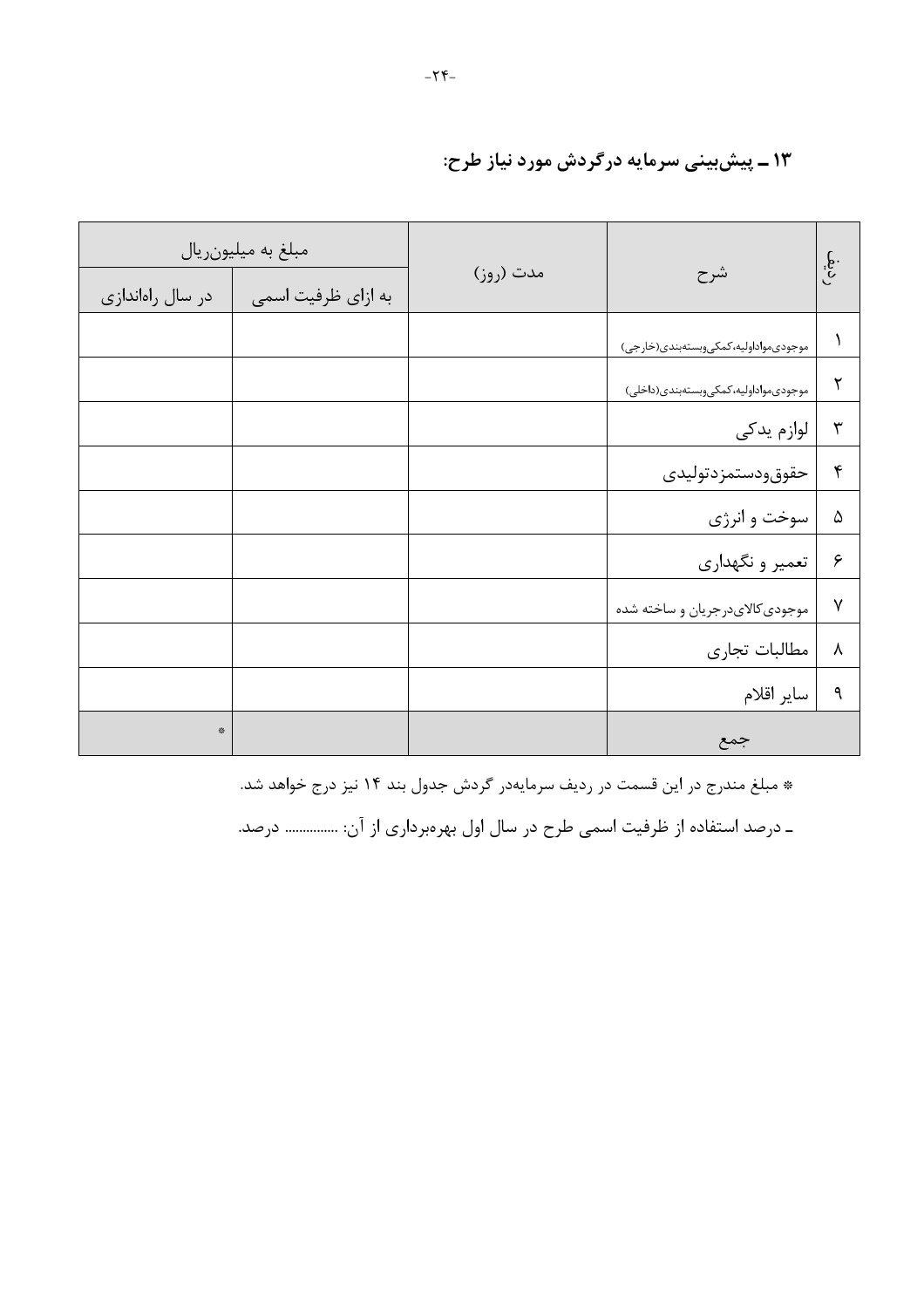## ۱۳ ـ پیش‌بینی سرمایه درگردش مورد نیاز طرح:

| ردیف | شرح | مدت (روز) | مبلغ به میلیون‌ریال | |
|---|---|---|---|---|
| | | | به ازای ظرفیت اسمی | در سال راه‌اندازی |
| ۱ | موجودی‌مواداولیه،کمکی‌وبسته‌بندی(خارجی) | | | |
| ۲ | موجودی‌مواداولیه،کمکی‌وبسته‌بندی(داخلی) | | | |
| ۳ | لوازم یدکی | | | |
| ۴ | حقوق‌ودستمزدتولیدی | | | |
| ۵ | سوخت و انرژی | | | |
| ۶ | تعمیر و نگهداری | | | |
| ۷ | موجودی‌کالای‌درجریان و ساخته شده | | | |
| ۸ | مطالبات تجاری | | | |
| ۹ | سایر اقلام | | | |
| | جمع | | | * |

* مبلغ مندرج در این قسمت در ردیف سرمایه‌در گردش جدول بند ۱۴ نیز درج خواهد شد.

ـ درصد استفاده از ظرفیت اسمی طرح در سال اول بهره‌برداری از آن: ............... درصد.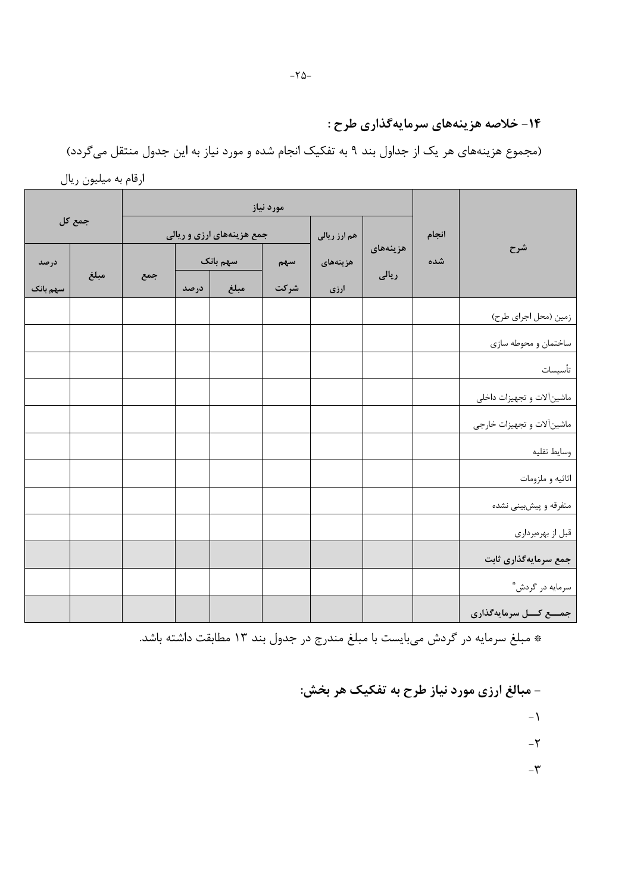## ۱۴- خلاصه هزینه‌های سرمایه‌گذاری طرح :

(مجموع هزینه‌های هر یک از جداول بند ۹ به تفکیک انجام شده و مورد نیاز به این جدول منتقل می‌گردد)

ارقام به میلیون ریال

| شرح | انجام شده | مورد نیاز | | | | | | | جمع کل | |
|---|---|---|---|---|---|---|---|---|---|---|
| | | هزینه‌های ریالی | هم ارز ریالی هزینه‌های ارزی | جمع هزینه‌های ارزی و ریالی | | | | | | |
| | | | | سهم شرکت | سهم بانک | | جمع | | مبلغ | درصد سهم بانک |
| | | | | | مبلغ | درصد | | | | |
| زمین (محل اجرای طرح) | | | | | | | | | | |
| ساختمان و محوطه سازی | | | | | | | | | | |
| تأسیسات | | | | | | | | | | |
| ماشین‌آلات و تجهیزات داخلی | | | | | | | | | | |
| ماشین‌آلات و تجهیزات خارجی | | | | | | | | | | |
| وسایط نقلیه | | | | | | | | | | |
| اثاثیه و ملزومات | | | | | | | | | | |
| متفرقه و پیش‌بینی نشده | | | | | | | | | | |
| قبل از بهره‌برداری | | | | | | | | | | |
| **جمع سرمایه‌گذاری ثابت** | | | | | | | | | | |
| سرمایه در گردش* | | | | | | | | | | |
| **جمـــع کـــل سرمایه‌گذاری** | | | | | | | | | | |

* مبلغ سرمایه در گردش می‌بایست با مبلغ مندرج در جدول بند ۱۳ مطابقت داشته باشد.

### - مبالغ ارزی مورد نیاز طرح به تفکیک هر بخش:

-۱

-۲

-۳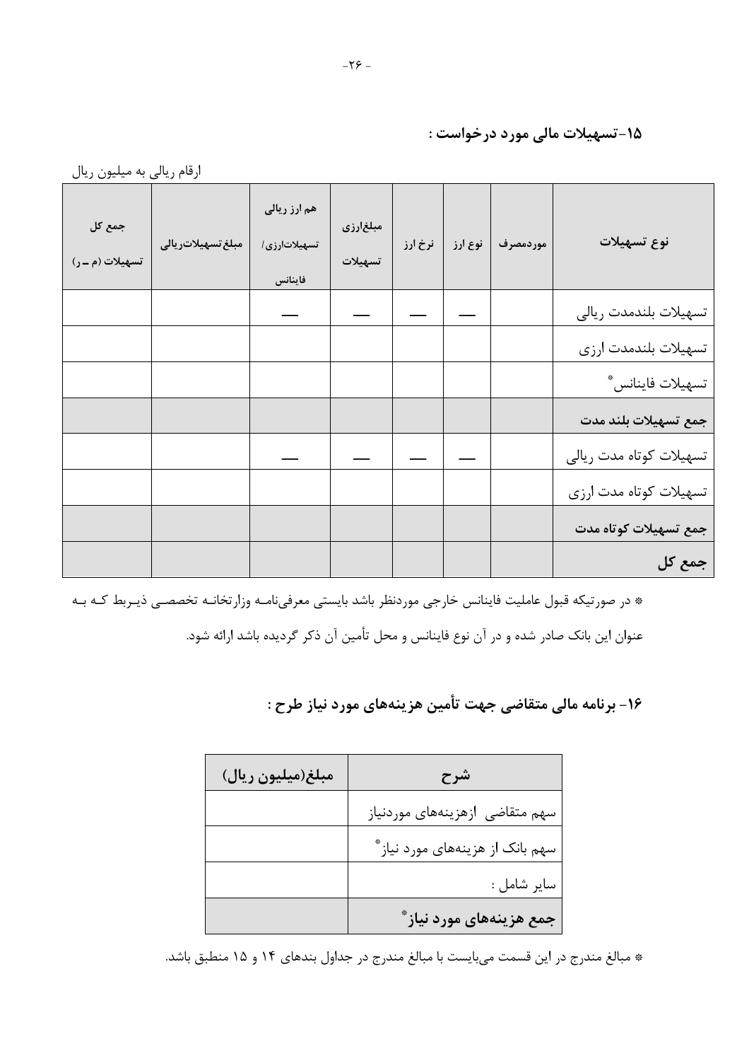## ۱۵-تسهیلات مالی مورد درخواست :

ارقام ریالی به میلیون ریال

| نوع تسهیلات | موردمصرف | نوع ارز | نرخ ارز | مبلغ‌ارزی تسهیلات | هم ارز ریالی تسهیلات‌ارزی/ فاینانس | مبلغ‌تسهیلات‌ریالی | جمع کل تسهیلات (م ــ ر) |
|---|---|---|---|---|---|---|---|
| تسهیلات بلندمدت ریالی | | — | — | — | — | | |
| تسهیلات بلندمدت ارزی | | | | | | | |
| تسهیلات فاینانس* | | | | | | | |
| **جمع تسهیلات بلند مدت** | | | | | | | |
| تسهیلات کوتاه مدت ریالی | | — | — | — | — | | |
| تسهیلات کوتاه مدت ارزی | | | | | | | |
| **جمع تسهیلات کوتاه مدت** | | | | | | | |
| **جمع کل** | | | | | | | |

* در صورتیکه قبول عاملیت فاینانس خارجی موردنظر باشد بایستی معرفی‌نامه وزارتخانه تخصصی ذیربط که به عنوان این بانک صادر شده و در آن نوع فاینانس و محل تأمین آن ذکر گردیده باشد ارائه شود.

## ۱۶- برنامه مالی متقاضی جهت تأمین هزینه‌های مورد نیاز طرح :

| شرح | مبلغ(میلیون ریال) |
|---|---|
| سهم متقاضی ازهزینه‌های موردنیاز | |
| سهم بانک از هزینه‌های مورد نیاز* | |
| سایر شامل : | |
| **جمع هزینه‌های مورد نیاز*** | |

* مبالغ مندرج در این قسمت می‌بایست با مبالغ مندرج در جداول بندهای ۱۴ و ۱۵ منطبق باشد.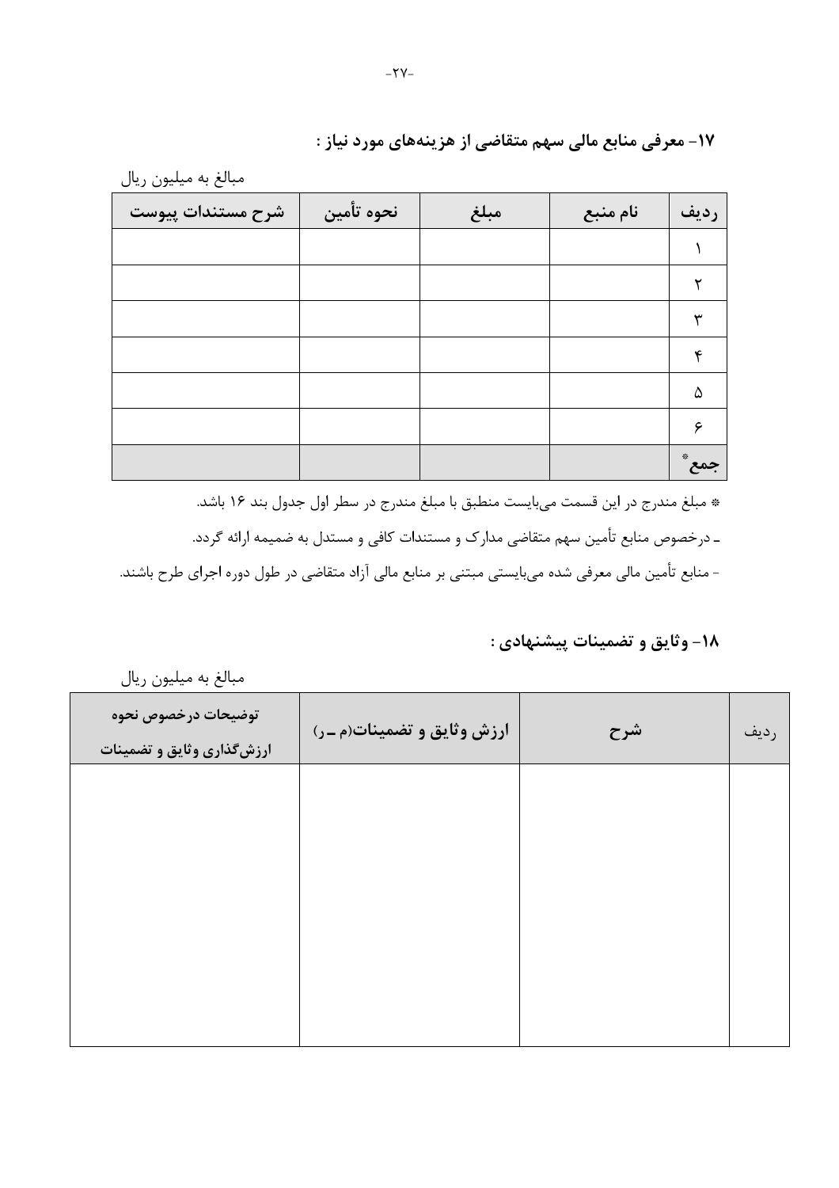## ۱۷- معرفی منابع مالی سهم متقاضی از هزینه‌های مورد نیاز :

مبالغ به میلیون ریال

| ردیف | نام منبع | مبلغ | نحوه تأمین | شرح مستندات پیوست |
|---|---|---|---|---|
| ۱ | | | | |
| ۲ | | | | |
| ۳ | | | | |
| ۴ | | | | |
| ۵ | | | | |
| ۶ | | | | |
| جمع* | | | | |

* مبلغ مندرج در این قسمت می‌بایست منطبق با مبلغ مندرج در سطر اول جدول بند ۱۶ باشد.

ـ درخصوص منابع تأمین سهم متقاضی مدارک و مستندات کافی و مستدل به ضمیمه ارائه گردد.

- منابع تأمین مالی معرفی شده می‌بایستی مبتنی بر منابع مالی آزاد متقاضی در طول دوره اجرای طرح باشند.

## ۱۸- وثایق و تضمینات پیشنهادی :

مبالغ به میلیون ریال

| ردیف | شرح | ارزش وثایق و تضمینات(م ـ ر) | توضیحات درخصوص نحوه ارزش‌گذاری وثایق و تضمینات |
|---|---|---|---|
| | | | |